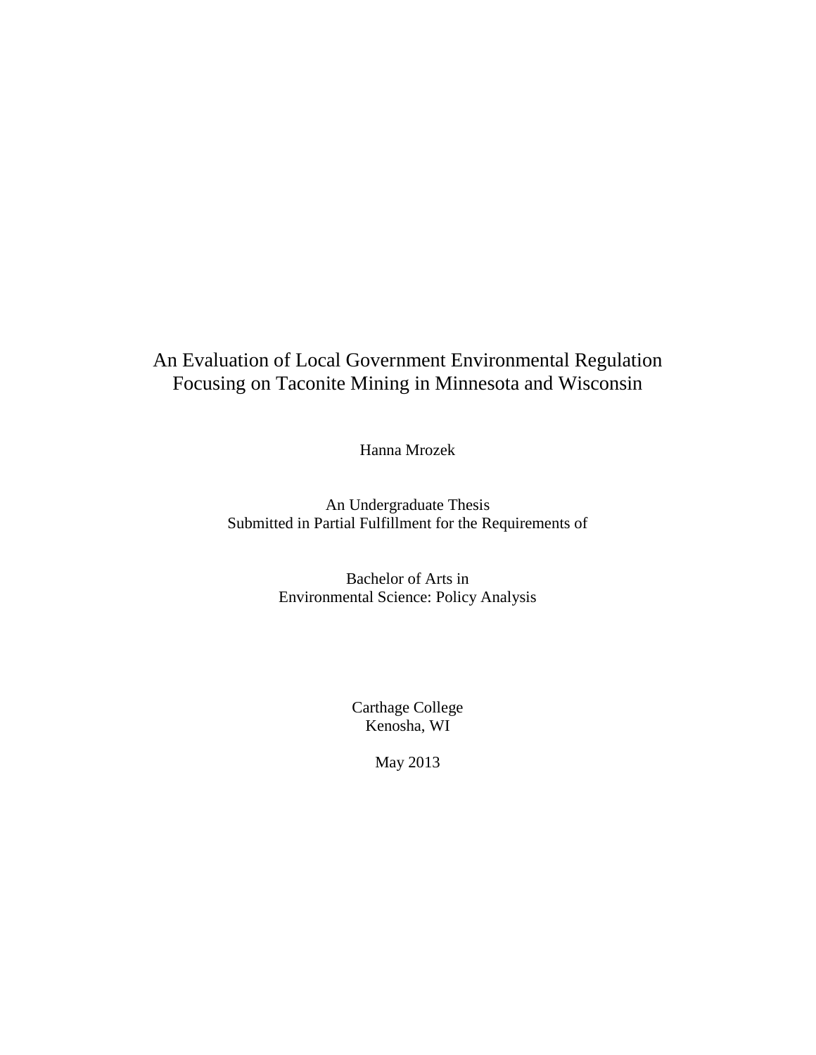# An Evaluation of Local Government Environmental Regulation Focusing on Taconite Mining in Minnesota and Wisconsin

Hanna Mrozek

An Undergraduate Thesis
Submitted in Partial Fulfillment for the Requirements of

Bachelor of Arts in
Environmental Science: Policy Analysis

Carthage College
Kenosha, WI

May 2013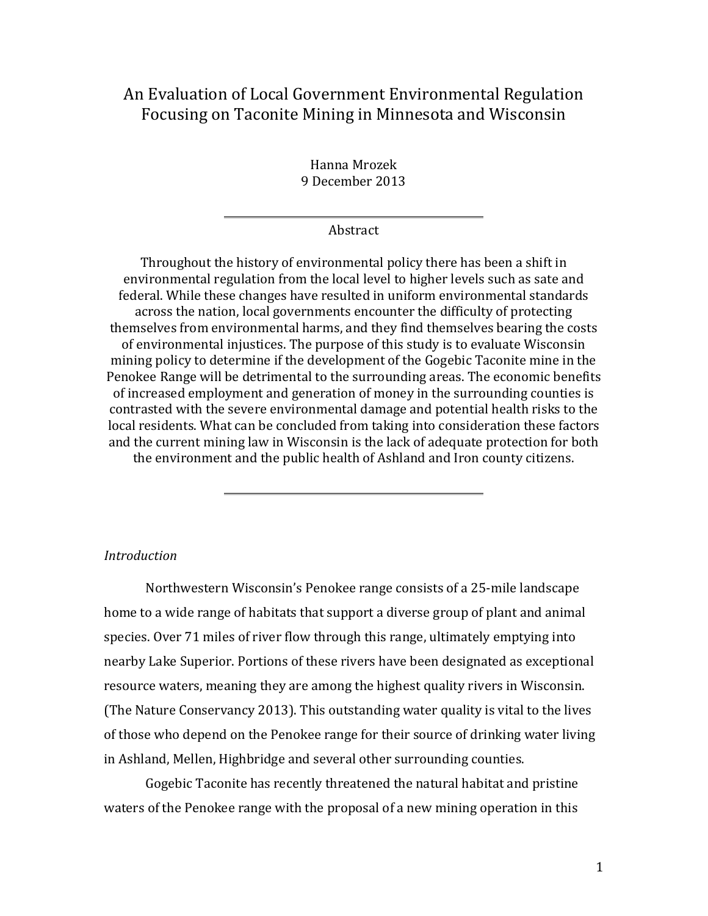# An Evaluation of Local Government Environmental Regulation Focusing on Taconite Mining in Minnesota and Wisconsin

Hanna Mrozek
9 December 2013

---

Abstract

Throughout the history of environmental policy there has been a shift in environmental regulation from the local level to higher levels such as sate and federal. While these changes have resulted in uniform environmental standards across the nation, local governments encounter the difficulty of protecting themselves from environmental harms, and they find themselves bearing the costs of environmental injustices. The purpose of this study is to evaluate Wisconsin mining policy to determine if the development of the Gogebic Taconite mine in the Penokee Range will be detrimental to the surrounding areas. The economic benefits of increased employment and generation of money in the surrounding counties is contrasted with the severe environmental damage and potential health risks to the local residents. What can be concluded from taking into consideration these factors and the current mining law in Wisconsin is the lack of adequate protection for both the environment and the public health of Ashland and Iron county citizens.

---

*Introduction*

Northwestern Wisconsin's Penokee range consists of a 25-mile landscape home to a wide range of habitats that support a diverse group of plant and animal species. Over 71 miles of river flow through this range, ultimately emptying into nearby Lake Superior. Portions of these rivers have been designated as exceptional resource waters, meaning they are among the highest quality rivers in Wisconsin. (The Nature Conservancy 2013). This outstanding water quality is vital to the lives of those who depend on the Penokee range for their source of drinking water living in Ashland, Mellen, Highbridge and several other surrounding counties.

Gogebic Taconite has recently threatened the natural habitat and pristine waters of the Penokee range with the proposal of a new mining operation in this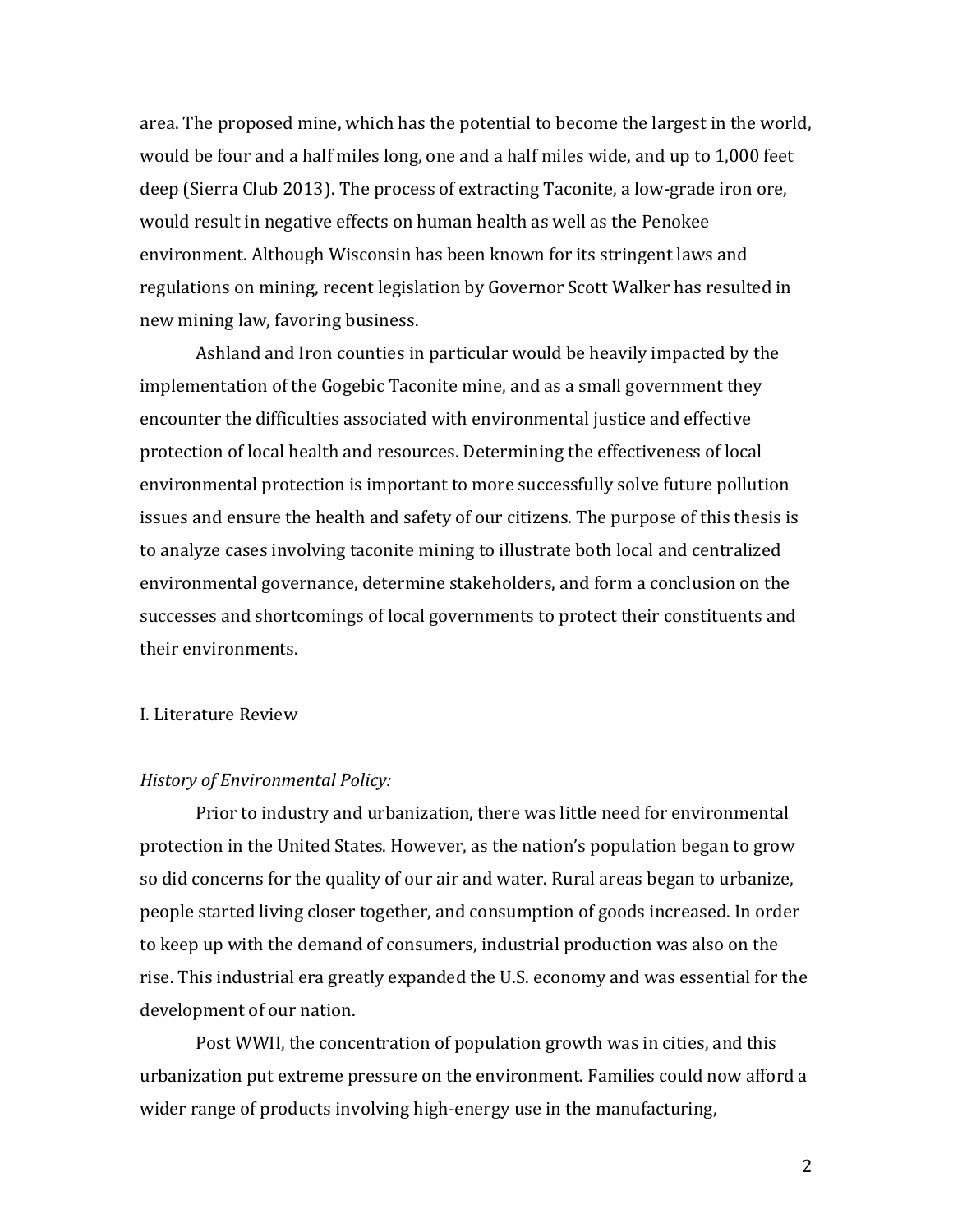area. The proposed mine, which has the potential to become the largest in the world, would be four and a half miles long, one and a half miles wide, and up to 1,000 feet deep (Sierra Club 2013). The process of extracting Taconite, a low-grade iron ore, would result in negative effects on human health as well as the Penokee environment. Although Wisconsin has been known for its stringent laws and regulations on mining, recent legislation by Governor Scott Walker has resulted in new mining law, favoring business.

Ashland and Iron counties in particular would be heavily impacted by the implementation of the Gogebic Taconite mine, and as a small government they encounter the difficulties associated with environmental justice and effective protection of local health and resources. Determining the effectiveness of local environmental protection is important to more successfully solve future pollution issues and ensure the health and safety of our citizens. The purpose of this thesis is to analyze cases involving taconite mining to illustrate both local and centralized environmental governance, determine stakeholders, and form a conclusion on the successes and shortcomings of local governments to protect their constituents and their environments.

## I. Literature Review

### *History of Environmental Policy:*

Prior to industry and urbanization, there was little need for environmental protection in the United States. However, as the nation's population began to grow so did concerns for the quality of our air and water. Rural areas began to urbanize, people started living closer together, and consumption of goods increased. In order to keep up with the demand of consumers, industrial production was also on the rise. This industrial era greatly expanded the U.S. economy and was essential for the development of our nation.

Post WWII, the concentration of population growth was in cities, and this urbanization put extreme pressure on the environment. Families could now afford a wider range of products involving high-energy use in the manufacturing,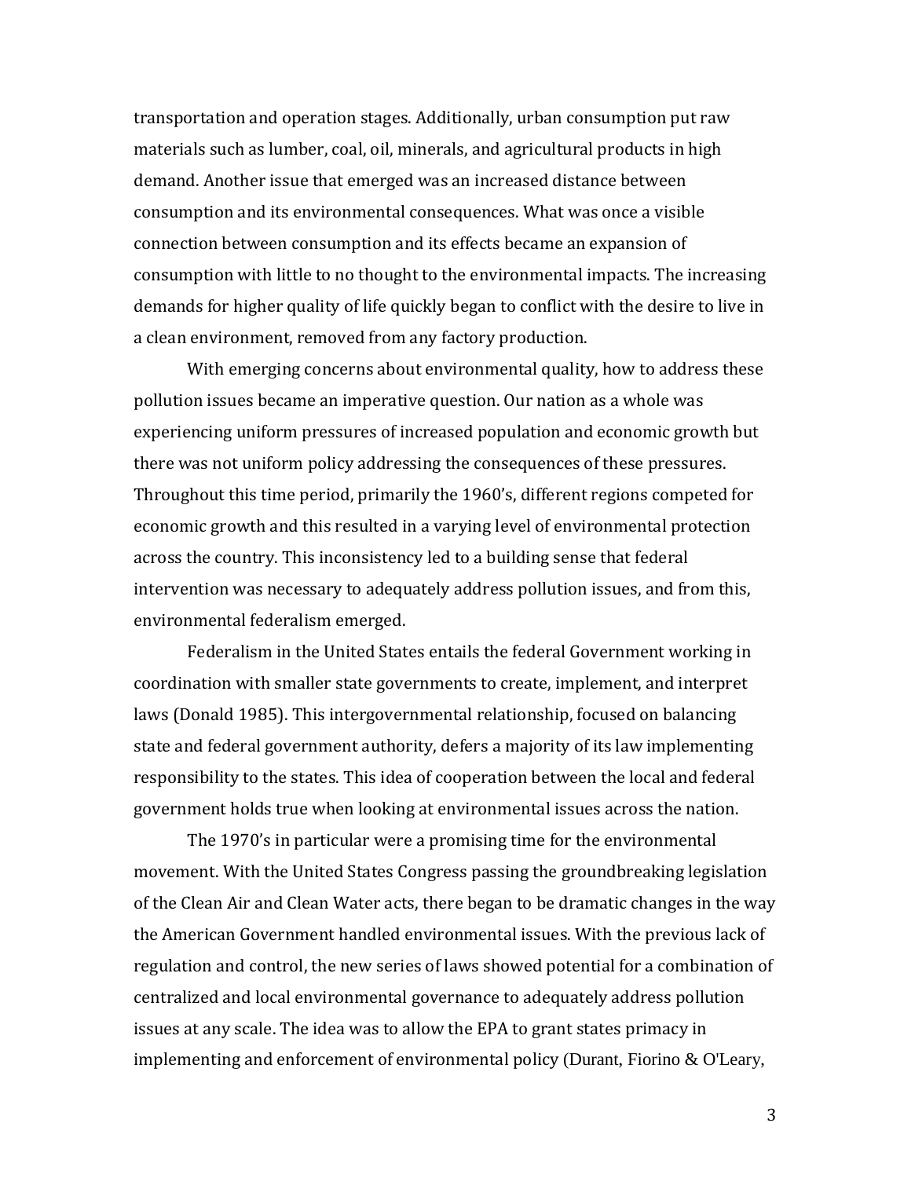transportation and operation stages. Additionally, urban consumption put raw materials such as lumber, coal, oil, minerals, and agricultural products in high demand. Another issue that emerged was an increased distance between consumption and its environmental consequences. What was once a visible connection between consumption and its effects became an expansion of consumption with little to no thought to the environmental impacts. The increasing demands for higher quality of life quickly began to conflict with the desire to live in a clean environment, removed from any factory production.

With emerging concerns about environmental quality, how to address these pollution issues became an imperative question. Our nation as a whole was experiencing uniform pressures of increased population and economic growth but there was not uniform policy addressing the consequences of these pressures. Throughout this time period, primarily the 1960's, different regions competed for economic growth and this resulted in a varying level of environmental protection across the country. This inconsistency led to a building sense that federal intervention was necessary to adequately address pollution issues, and from this, environmental federalism emerged.

Federalism in the United States entails the federal Government working in coordination with smaller state governments to create, implement, and interpret laws (Donald 1985). This intergovernmental relationship, focused on balancing state and federal government authority, defers a majority of its law implementing responsibility to the states. This idea of cooperation between the local and federal government holds true when looking at environmental issues across the nation.

The 1970's in particular were a promising time for the environmental movement. With the United States Congress passing the groundbreaking legislation of the Clean Air and Clean Water acts, there began to be dramatic changes in the way the American Government handled environmental issues. With the previous lack of regulation and control, the new series of laws showed potential for a combination of centralized and local environmental governance to adequately address pollution issues at any scale. The idea was to allow the EPA to grant states primacy in implementing and enforcement of environmental policy (Durant, Fiorino & O'Leary,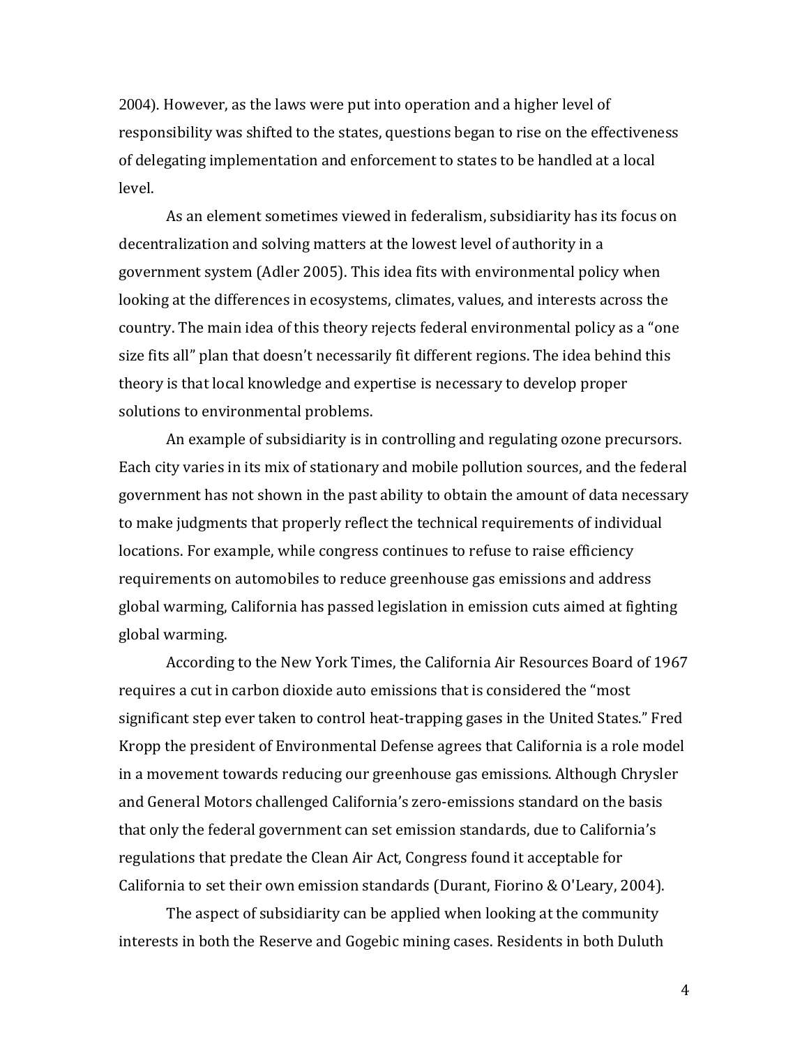2004). However, as the laws were put into operation and a higher level of responsibility was shifted to the states, questions began to rise on the effectiveness of delegating implementation and enforcement to states to be handled at a local level.

As an element sometimes viewed in federalism, subsidiarity has its focus on decentralization and solving matters at the lowest level of authority in a government system (Adler 2005). This idea fits with environmental policy when looking at the differences in ecosystems, climates, values, and interests across the country. The main idea of this theory rejects federal environmental policy as a "one size fits all" plan that doesn't necessarily fit different regions. The idea behind this theory is that local knowledge and expertise is necessary to develop proper solutions to environmental problems.

An example of subsidiarity is in controlling and regulating ozone precursors. Each city varies in its mix of stationary and mobile pollution sources, and the federal government has not shown in the past ability to obtain the amount of data necessary to make judgments that properly reflect the technical requirements of individual locations. For example, while congress continues to refuse to raise efficiency requirements on automobiles to reduce greenhouse gas emissions and address global warming, California has passed legislation in emission cuts aimed at fighting global warming.

According to the New York Times, the California Air Resources Board of 1967 requires a cut in carbon dioxide auto emissions that is considered the "most significant step ever taken to control heat-trapping gases in the United States." Fred Kropp the president of Environmental Defense agrees that California is a role model in a movement towards reducing our greenhouse gas emissions. Although Chrysler and General Motors challenged California's zero-emissions standard on the basis that only the federal government can set emission standards, due to California's regulations that predate the Clean Air Act, Congress found it acceptable for California to set their own emission standards (Durant, Fiorino & O'Leary, 2004).

The aspect of subsidiarity can be applied when looking at the community interests in both the Reserve and Gogebic mining cases. Residents in both Duluth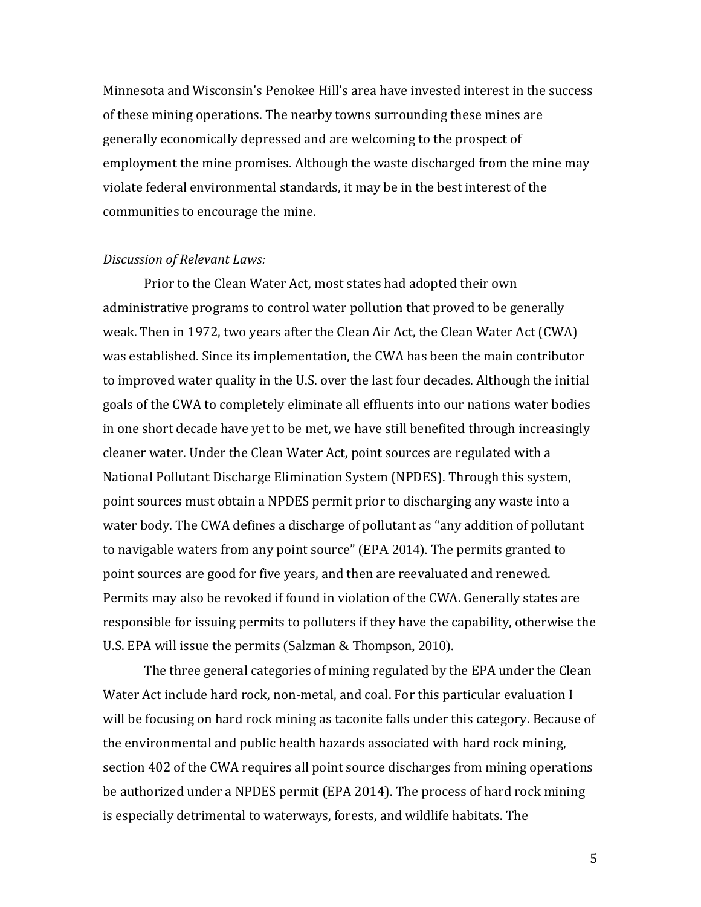Minnesota and Wisconsin's Penokee Hill's area have invested interest in the success of these mining operations. The nearby towns surrounding these mines are generally economically depressed and are welcoming to the prospect of employment the mine promises. Although the waste discharged from the mine may violate federal environmental standards, it may be in the best interest of the communities to encourage the mine.

*Discussion of Relevant Laws:*

Prior to the Clean Water Act, most states had adopted their own administrative programs to control water pollution that proved to be generally weak. Then in 1972, two years after the Clean Air Act, the Clean Water Act (CWA) was established. Since its implementation, the CWA has been the main contributor to improved water quality in the U.S. over the last four decades. Although the initial goals of the CWA to completely eliminate all effluents into our nations water bodies in one short decade have yet to be met, we have still benefited through increasingly cleaner water. Under the Clean Water Act, point sources are regulated with a National Pollutant Discharge Elimination System (NPDES). Through this system, point sources must obtain a NPDES permit prior to discharging any waste into a water body. The CWA defines a discharge of pollutant as "any addition of pollutant to navigable waters from any point source" (EPA 2014). The permits granted to point sources are good for five years, and then are reevaluated and renewed. Permits may also be revoked if found in violation of the CWA. Generally states are responsible for issuing permits to polluters if they have the capability, otherwise the U.S. EPA will issue the permits (Salzman & Thompson, 2010).

The three general categories of mining regulated by the EPA under the Clean Water Act include hard rock, non-metal, and coal. For this particular evaluation I will be focusing on hard rock mining as taconite falls under this category. Because of the environmental and public health hazards associated with hard rock mining, section 402 of the CWA requires all point source discharges from mining operations be authorized under a NPDES permit (EPA 2014). The process of hard rock mining is especially detrimental to waterways, forests, and wildlife habitats. The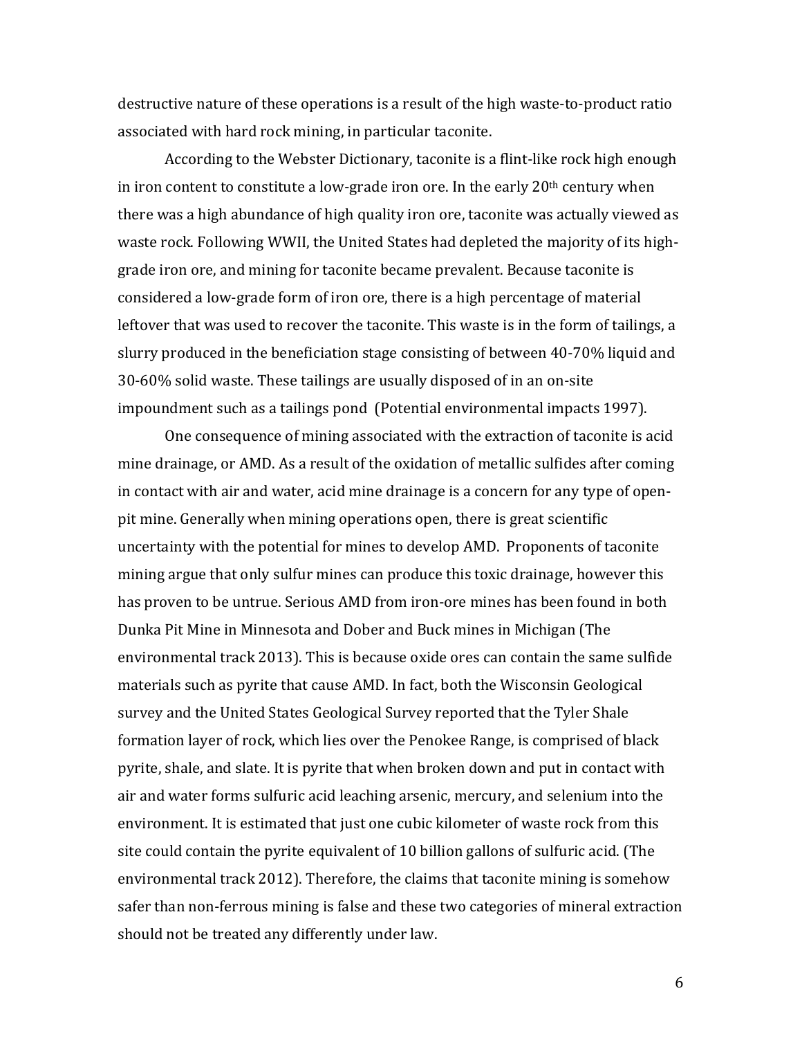destructive nature of these operations is a result of the high waste-to-product ratio associated with hard rock mining, in particular taconite.

According to the Webster Dictionary, taconite is a flint-like rock high enough in iron content to constitute a low-grade iron ore. In the early 20th century when there was a high abundance of high quality iron ore, taconite was actually viewed as waste rock. Following WWII, the United States had depleted the majority of its high-grade iron ore, and mining for taconite became prevalent. Because taconite is considered a low-grade form of iron ore, there is a high percentage of material leftover that was used to recover the taconite. This waste is in the form of tailings, a slurry produced in the beneficiation stage consisting of between 40-70% liquid and 30-60% solid waste. These tailings are usually disposed of in an on-site impoundment such as a tailings pond (Potential environmental impacts 1997).

One consequence of mining associated with the extraction of taconite is acid mine drainage, or AMD. As a result of the oxidation of metallic sulfides after coming in contact with air and water, acid mine drainage is a concern for any type of open-pit mine. Generally when mining operations open, there is great scientific uncertainty with the potential for mines to develop AMD. Proponents of taconite mining argue that only sulfur mines can produce this toxic drainage, however this has proven to be untrue. Serious AMD from iron-ore mines has been found in both Dunka Pit Mine in Minnesota and Dober and Buck mines in Michigan (The environmental track 2013). This is because oxide ores can contain the same sulfide materials such as pyrite that cause AMD. In fact, both the Wisconsin Geological survey and the United States Geological Survey reported that the Tyler Shale formation layer of rock, which lies over the Penokee Range, is comprised of black pyrite, shale, and slate. It is pyrite that when broken down and put in contact with air and water forms sulfuric acid leaching arsenic, mercury, and selenium into the environment. It is estimated that just one cubic kilometer of waste rock from this site could contain the pyrite equivalent of 10 billion gallons of sulfuric acid. (The environmental track 2012). Therefore, the claims that taconite mining is somehow safer than non-ferrous mining is false and these two categories of mineral extraction should not be treated any differently under law.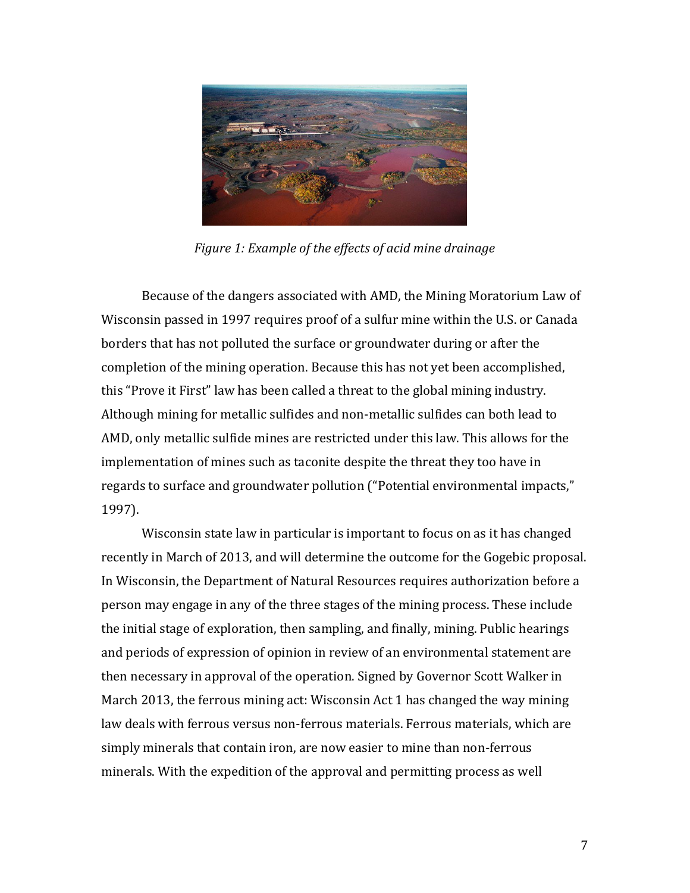*Figure 1: Example of the effects of acid mine drainage*

Because of the dangers associated with AMD, the Mining Moratorium Law of Wisconsin passed in 1997 requires proof of a sulfur mine within the U.S. or Canada borders that has not polluted the surface or groundwater during or after the completion of the mining operation. Because this has not yet been accomplished, this "Prove it First" law has been called a threat to the global mining industry. Although mining for metallic sulfides and non-metallic sulfides can both lead to AMD, only metallic sulfide mines are restricted under this law. This allows for the implementation of mines such as taconite despite the threat they too have in regards to surface and groundwater pollution ("Potential environmental impacts," 1997).

Wisconsin state law in particular is important to focus on as it has changed recently in March of 2013, and will determine the outcome for the Gogebic proposal. In Wisconsin, the Department of Natural Resources requires authorization before a person may engage in any of the three stages of the mining process. These include the initial stage of exploration, then sampling, and finally, mining. Public hearings and periods of expression of opinion in review of an environmental statement are then necessary in approval of the operation. Signed by Governor Scott Walker in March 2013, the ferrous mining act: Wisconsin Act 1 has changed the way mining law deals with ferrous versus non-ferrous materials. Ferrous materials, which are simply minerals that contain iron, are now easier to mine than non-ferrous minerals. With the expedition of the approval and permitting process as well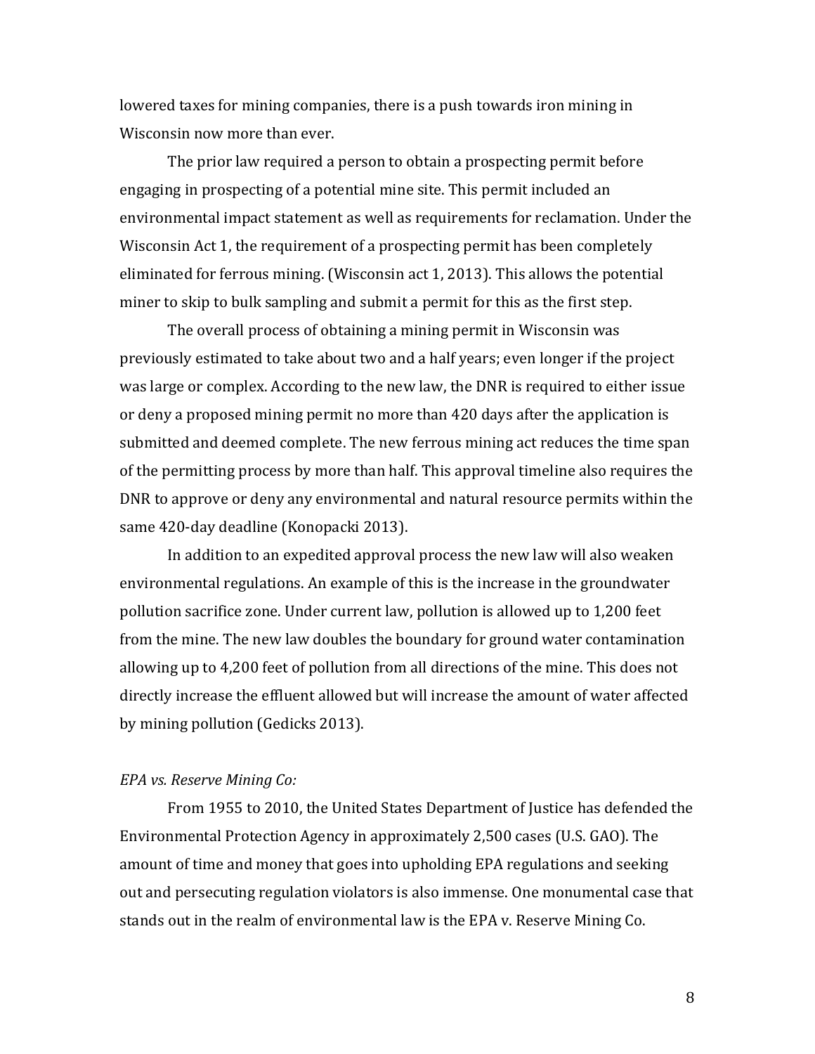lowered taxes for mining companies, there is a push towards iron mining in Wisconsin now more than ever.

The prior law required a person to obtain a prospecting permit before engaging in prospecting of a potential mine site. This permit included an environmental impact statement as well as requirements for reclamation. Under the Wisconsin Act 1, the requirement of a prospecting permit has been completely eliminated for ferrous mining. (Wisconsin act 1, 2013). This allows the potential miner to skip to bulk sampling and submit a permit for this as the first step.

The overall process of obtaining a mining permit in Wisconsin was previously estimated to take about two and a half years; even longer if the project was large or complex. According to the new law, the DNR is required to either issue or deny a proposed mining permit no more than 420 days after the application is submitted and deemed complete. The new ferrous mining act reduces the time span of the permitting process by more than half. This approval timeline also requires the DNR to approve or deny any environmental and natural resource permits within the same 420-day deadline (Konopacki 2013).

In addition to an expedited approval process the new law will also weaken environmental regulations. An example of this is the increase in the groundwater pollution sacrifice zone. Under current law, pollution is allowed up to 1,200 feet from the mine. The new law doubles the boundary for ground water contamination allowing up to 4,200 feet of pollution from all directions of the mine. This does not directly increase the effluent allowed but will increase the amount of water affected by mining pollution (Gedicks 2013).

*EPA vs. Reserve Mining Co:*

From 1955 to 2010, the United States Department of Justice has defended the Environmental Protection Agency in approximately 2,500 cases (U.S. GAO). The amount of time and money that goes into upholding EPA regulations and seeking out and persecuting regulation violators is also immense. One monumental case that stands out in the realm of environmental law is the EPA v. Reserve Mining Co.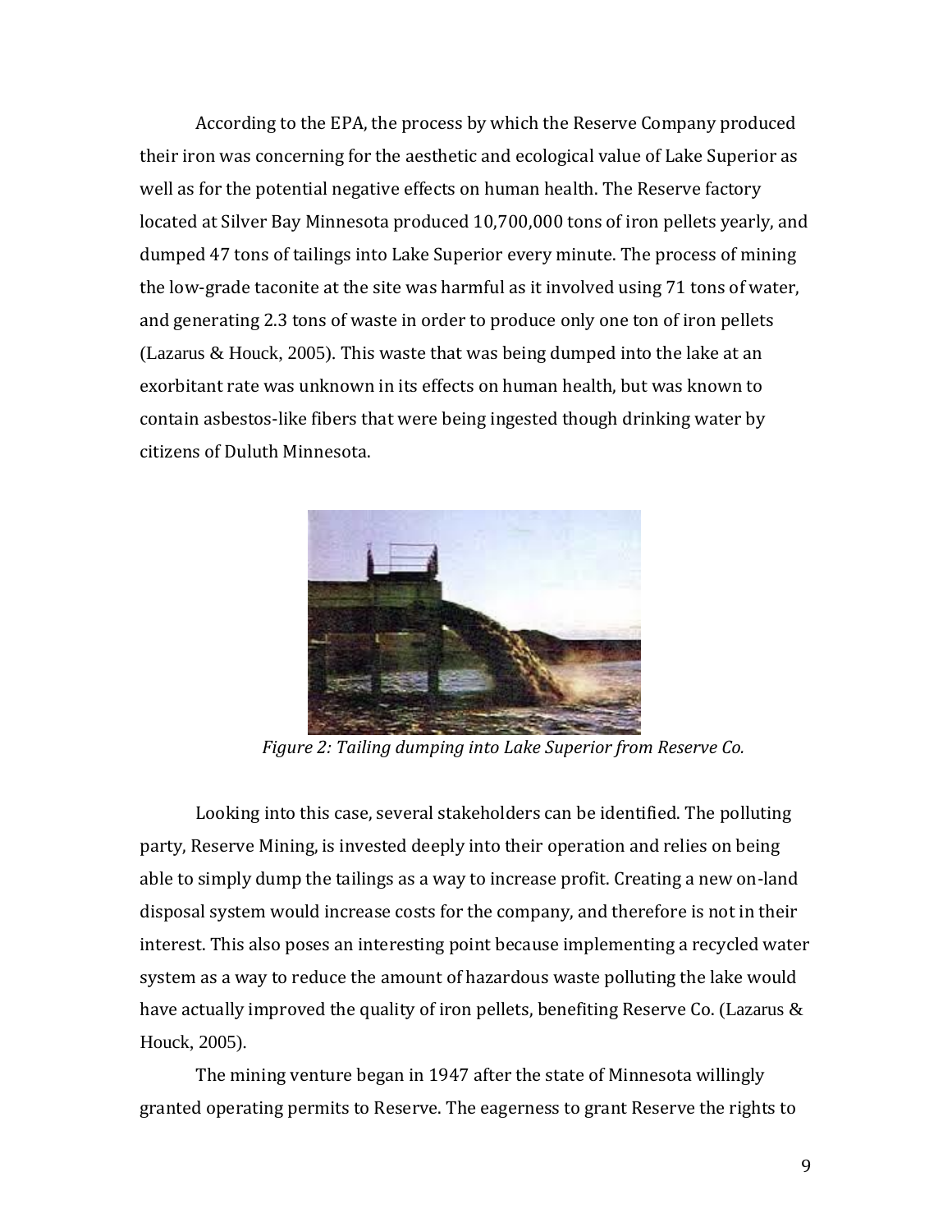According to the EPA, the process by which the Reserve Company produced their iron was concerning for the aesthetic and ecological value of Lake Superior as well as for the potential negative effects on human health. The Reserve factory located at Silver Bay Minnesota produced 10,700,000 tons of iron pellets yearly, and dumped 47 tons of tailings into Lake Superior every minute. The process of mining the low-grade taconite at the site was harmful as it involved using 71 tons of water, and generating 2.3 tons of waste in order to produce only one ton of iron pellets (Lazarus & Houck, 2005). This waste that was being dumped into the lake at an exorbitant rate was unknown in its effects on human health, but was known to contain asbestos-like fibers that were being ingested though drinking water by citizens of Duluth Minnesota.

*Figure 2: Tailing dumping into Lake Superior from Reserve Co.*

Looking into this case, several stakeholders can be identified. The polluting party, Reserve Mining, is invested deeply into their operation and relies on being able to simply dump the tailings as a way to increase profit. Creating a new on-land disposal system would increase costs for the company, and therefore is not in their interest. This also poses an interesting point because implementing a recycled water system as a way to reduce the amount of hazardous waste polluting the lake would have actually improved the quality of iron pellets, benefiting Reserve Co. (Lazarus & Houck, 2005).

The mining venture began in 1947 after the state of Minnesota willingly granted operating permits to Reserve. The eagerness to grant Reserve the rights to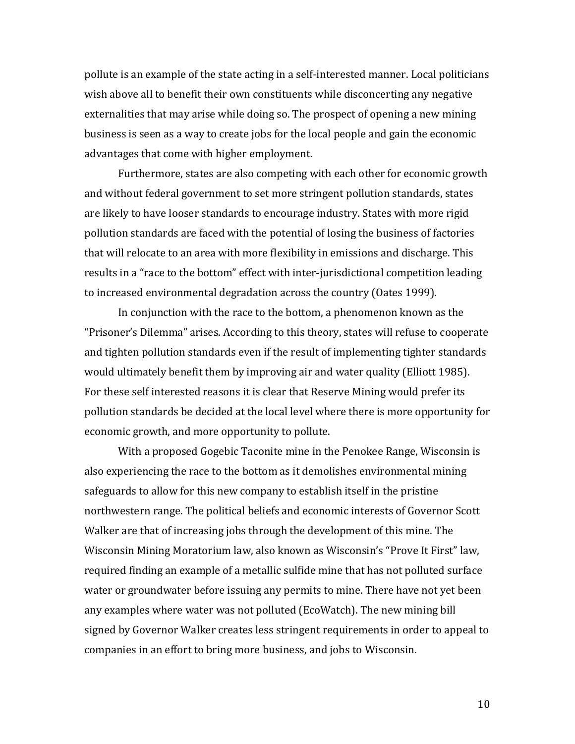pollute is an example of the state acting in a self-interested manner. Local politicians wish above all to benefit their own constituents while disconcerting any negative externalities that may arise while doing so. The prospect of opening a new mining business is seen as a way to create jobs for the local people and gain the economic advantages that come with higher employment.

Furthermore, states are also competing with each other for economic growth and without federal government to set more stringent pollution standards, states are likely to have looser standards to encourage industry. States with more rigid pollution standards are faced with the potential of losing the business of factories that will relocate to an area with more flexibility in emissions and discharge. This results in a "race to the bottom" effect with inter-jurisdictional competition leading to increased environmental degradation across the country (Oates 1999).

In conjunction with the race to the bottom, a phenomenon known as the "Prisoner's Dilemma" arises. According to this theory, states will refuse to cooperate and tighten pollution standards even if the result of implementing tighter standards would ultimately benefit them by improving air and water quality (Elliott 1985). For these self interested reasons it is clear that Reserve Mining would prefer its pollution standards be decided at the local level where there is more opportunity for economic growth, and more opportunity to pollute.

With a proposed Gogebic Taconite mine in the Penokee Range, Wisconsin is also experiencing the race to the bottom as it demolishes environmental mining safeguards to allow for this new company to establish itself in the pristine northwestern range. The political beliefs and economic interests of Governor Scott Walker are that of increasing jobs through the development of this mine. The Wisconsin Mining Moratorium law, also known as Wisconsin's "Prove It First" law, required finding an example of a metallic sulfide mine that has not polluted surface water or groundwater before issuing any permits to mine. There have not yet been any examples where water was not polluted (EcoWatch). The new mining bill signed by Governor Walker creates less stringent requirements in order to appeal to companies in an effort to bring more business, and jobs to Wisconsin.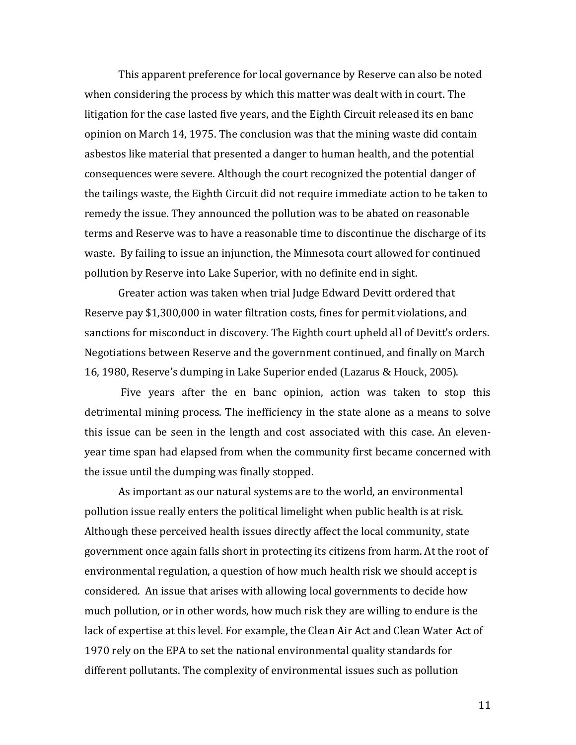This apparent preference for local governance by Reserve can also be noted when considering the process by which this matter was dealt with in court. The litigation for the case lasted five years, and the Eighth Circuit released its en banc opinion on March 14, 1975. The conclusion was that the mining waste did contain asbestos like material that presented a danger to human health, and the potential consequences were severe. Although the court recognized the potential danger of the tailings waste, the Eighth Circuit did not require immediate action to be taken to remedy the issue. They announced the pollution was to be abated on reasonable terms and Reserve was to have a reasonable time to discontinue the discharge of its waste. By failing to issue an injunction, the Minnesota court allowed for continued pollution by Reserve into Lake Superior, with no definite end in sight.

Greater action was taken when trial Judge Edward Devitt ordered that Reserve pay $1,300,000 in water filtration costs, fines for permit violations, and sanctions for misconduct in discovery. The Eighth court upheld all of Devitt's orders. Negotiations between Reserve and the government continued, and finally on March 16, 1980, Reserve's dumping in Lake Superior ended (Lazarus & Houck, 2005).

Five years after the en banc opinion, action was taken to stop this detrimental mining process. The inefficiency in the state alone as a means to solve this issue can be seen in the length and cost associated with this case. An eleven-year time span had elapsed from when the community first became concerned with the issue until the dumping was finally stopped.

As important as our natural systems are to the world, an environmental pollution issue really enters the political limelight when public health is at risk. Although these perceived health issues directly affect the local community, state government once again falls short in protecting its citizens from harm. At the root of environmental regulation, a question of how much health risk we should accept is considered. An issue that arises with allowing local governments to decide how much pollution, or in other words, how much risk they are willing to endure is the lack of expertise at this level. For example, the Clean Air Act and Clean Water Act of 1970 rely on the EPA to set the national environmental quality standards for different pollutants. The complexity of environmental issues such as pollution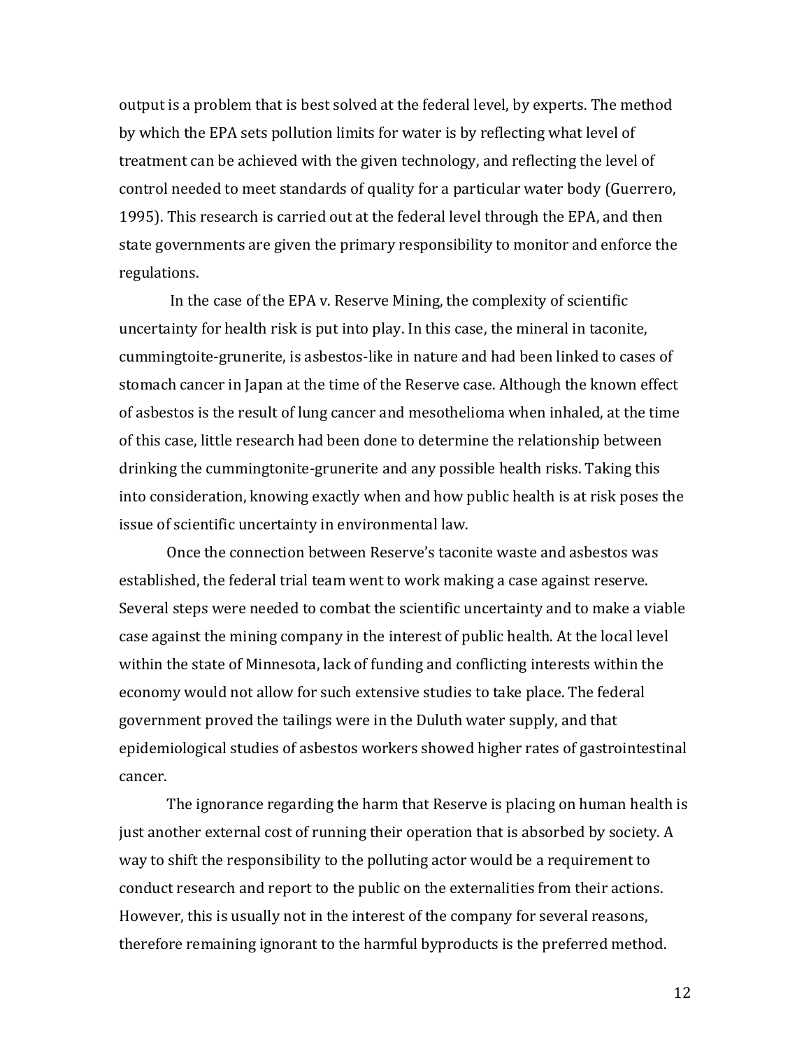output is a problem that is best solved at the federal level, by experts. The method by which the EPA sets pollution limits for water is by reflecting what level of treatment can be achieved with the given technology, and reflecting the level of control needed to meet standards of quality for a particular water body (Guerrero, 1995). This research is carried out at the federal level through the EPA, and then state governments are given the primary responsibility to monitor and enforce the regulations.

In the case of the EPA v. Reserve Mining, the complexity of scientific uncertainty for health risk is put into play. In this case, the mineral in taconite, cummingtoite-grunerite, is asbestos-like in nature and had been linked to cases of stomach cancer in Japan at the time of the Reserve case. Although the known effect of asbestos is the result of lung cancer and mesothelioma when inhaled, at the time of this case, little research had been done to determine the relationship between drinking the cummingtonite-grunerite and any possible health risks. Taking this into consideration, knowing exactly when and how public health is at risk poses the issue of scientific uncertainty in environmental law.

Once the connection between Reserve's taconite waste and asbestos was established, the federal trial team went to work making a case against reserve. Several steps were needed to combat the scientific uncertainty and to make a viable case against the mining company in the interest of public health. At the local level within the state of Minnesota, lack of funding and conflicting interests within the economy would not allow for such extensive studies to take place. The federal government proved the tailings were in the Duluth water supply, and that epidemiological studies of asbestos workers showed higher rates of gastrointestinal cancer.

The ignorance regarding the harm that Reserve is placing on human health is just another external cost of running their operation that is absorbed by society. A way to shift the responsibility to the polluting actor would be a requirement to conduct research and report to the public on the externalities from their actions. However, this is usually not in the interest of the company for several reasons, therefore remaining ignorant to the harmful byproducts is the preferred method.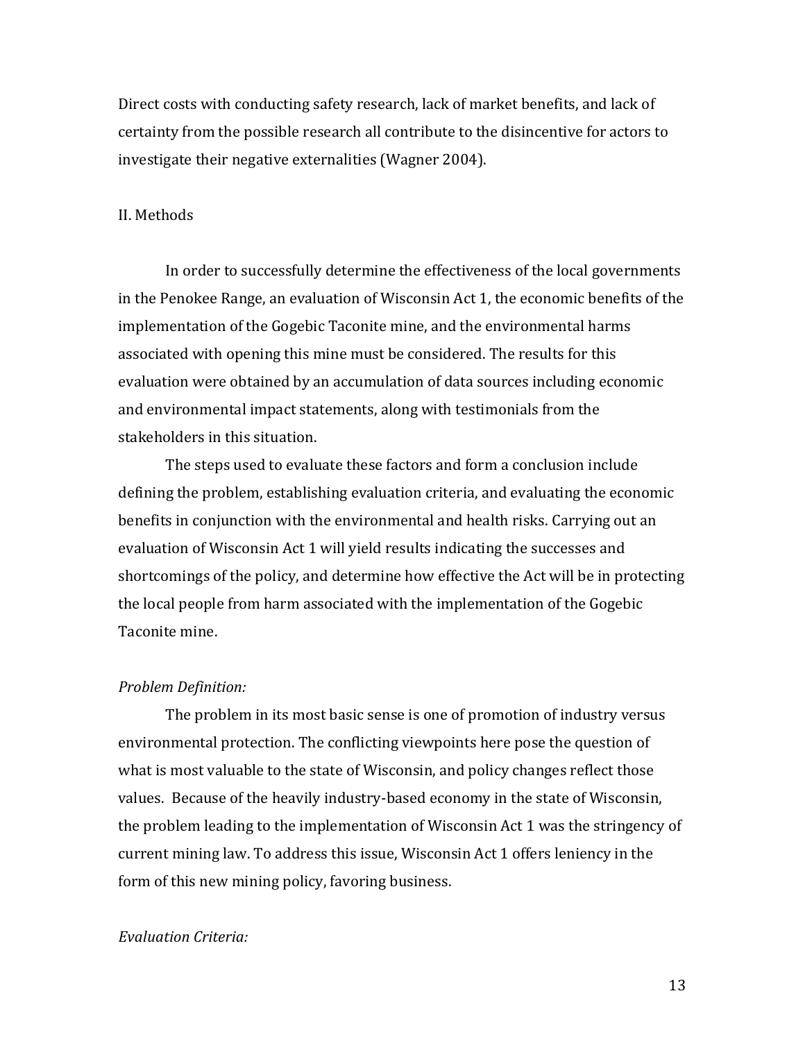Direct costs with conducting safety research, lack of market benefits, and lack of certainty from the possible research all contribute to the disincentive for actors to investigate their negative externalities (Wagner 2004).

## II. Methods

In order to successfully determine the effectiveness of the local governments in the Penokee Range, an evaluation of Wisconsin Act 1, the economic benefits of the implementation of the Gogebic Taconite mine, and the environmental harms associated with opening this mine must be considered. The results for this evaluation were obtained by an accumulation of data sources including economic and environmental impact statements, along with testimonials from the stakeholders in this situation.

The steps used to evaluate these factors and form a conclusion include defining the problem, establishing evaluation criteria, and evaluating the economic benefits in conjunction with the environmental and health risks. Carrying out an evaluation of Wisconsin Act 1 will yield results indicating the successes and shortcomings of the policy, and determine how effective the Act will be in protecting the local people from harm associated with the implementation of the Gogebic Taconite mine.

### *Problem Definition:*

The problem in its most basic sense is one of promotion of industry versus environmental protection. The conflicting viewpoints here pose the question of what is most valuable to the state of Wisconsin, and policy changes reflect those values. Because of the heavily industry-based economy in the state of Wisconsin, the problem leading to the implementation of Wisconsin Act 1 was the stringency of current mining law. To address this issue, Wisconsin Act 1 offers leniency in the form of this new mining policy, favoring business.

### *Evaluation Criteria:*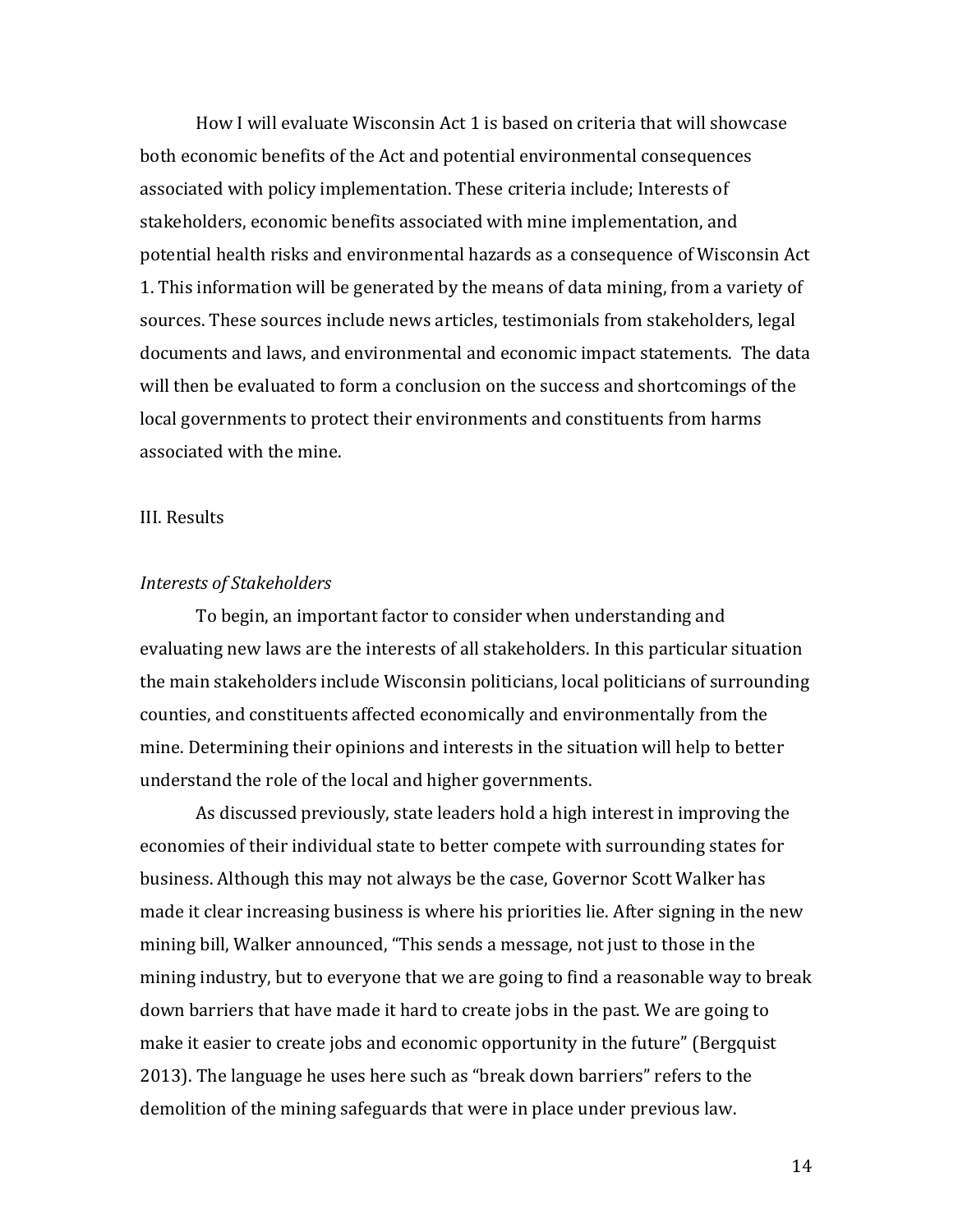How I will evaluate Wisconsin Act 1 is based on criteria that will showcase both economic benefits of the Act and potential environmental consequences associated with policy implementation. These criteria include; Interests of stakeholders, economic benefits associated with mine implementation, and potential health risks and environmental hazards as a consequence of Wisconsin Act 1. This information will be generated by the means of data mining, from a variety of sources. These sources include news articles, testimonials from stakeholders, legal documents and laws, and environmental and economic impact statements. The data will then be evaluated to form a conclusion on the success and shortcomings of the local governments to protect their environments and constituents from harms associated with the mine.

## III. Results

### *Interests of Stakeholders*

To begin, an important factor to consider when understanding and evaluating new laws are the interests of all stakeholders. In this particular situation the main stakeholders include Wisconsin politicians, local politicians of surrounding counties, and constituents affected economically and environmentally from the mine. Determining their opinions and interests in the situation will help to better understand the role of the local and higher governments.

As discussed previously, state leaders hold a high interest in improving the economies of their individual state to better compete with surrounding states for business. Although this may not always be the case, Governor Scott Walker has made it clear increasing business is where his priorities lie. After signing in the new mining bill, Walker announced, "This sends a message, not just to those in the mining industry, but to everyone that we are going to find a reasonable way to break down barriers that have made it hard to create jobs in the past. We are going to make it easier to create jobs and economic opportunity in the future" (Bergquist 2013). The language he uses here such as "break down barriers" refers to the demolition of the mining safeguards that were in place under previous law.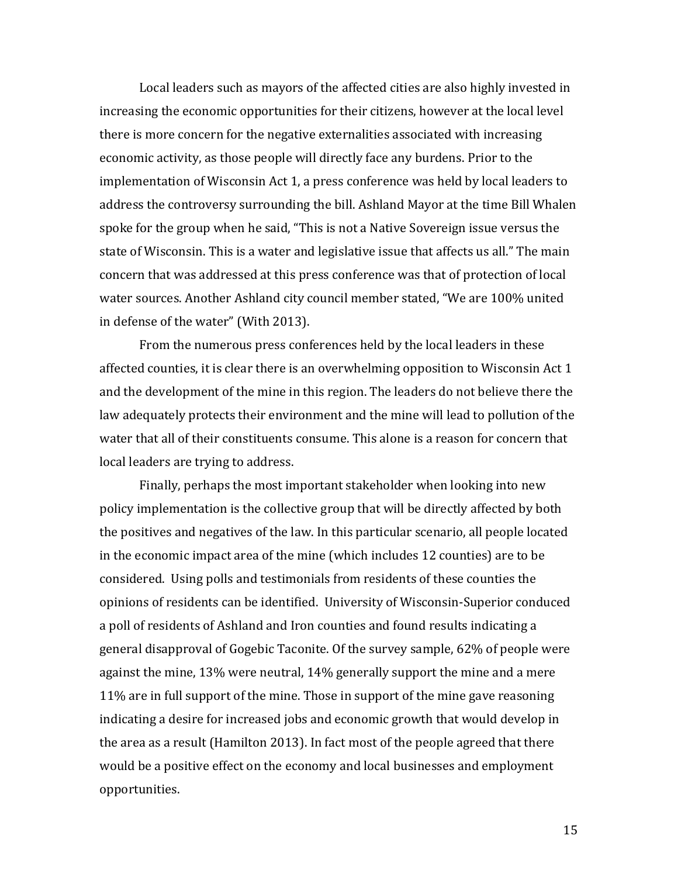Local leaders such as mayors of the affected cities are also highly invested in increasing the economic opportunities for their citizens, however at the local level there is more concern for the negative externalities associated with increasing economic activity, as those people will directly face any burdens. Prior to the implementation of Wisconsin Act 1, a press conference was held by local leaders to address the controversy surrounding the bill. Ashland Mayor at the time Bill Whalen spoke for the group when he said, "This is not a Native Sovereign issue versus the state of Wisconsin. This is a water and legislative issue that affects us all." The main concern that was addressed at this press conference was that of protection of local water sources. Another Ashland city council member stated, "We are 100% united in defense of the water" (With 2013).

From the numerous press conferences held by the local leaders in these affected counties, it is clear there is an overwhelming opposition to Wisconsin Act 1 and the development of the mine in this region. The leaders do not believe there the law adequately protects their environment and the mine will lead to pollution of the water that all of their constituents consume. This alone is a reason for concern that local leaders are trying to address.

Finally, perhaps the most important stakeholder when looking into new policy implementation is the collective group that will be directly affected by both the positives and negatives of the law. In this particular scenario, all people located in the economic impact area of the mine (which includes 12 counties) are to be considered. Using polls and testimonials from residents of these counties the opinions of residents can be identified. University of Wisconsin-Superior conduced a poll of residents of Ashland and Iron counties and found results indicating a general disapproval of Gogebic Taconite. Of the survey sample, 62% of people were against the mine, 13% were neutral, 14% generally support the mine and a mere 11% are in full support of the mine. Those in support of the mine gave reasoning indicating a desire for increased jobs and economic growth that would develop in the area as a result (Hamilton 2013). In fact most of the people agreed that there would be a positive effect on the economy and local businesses and employment opportunities.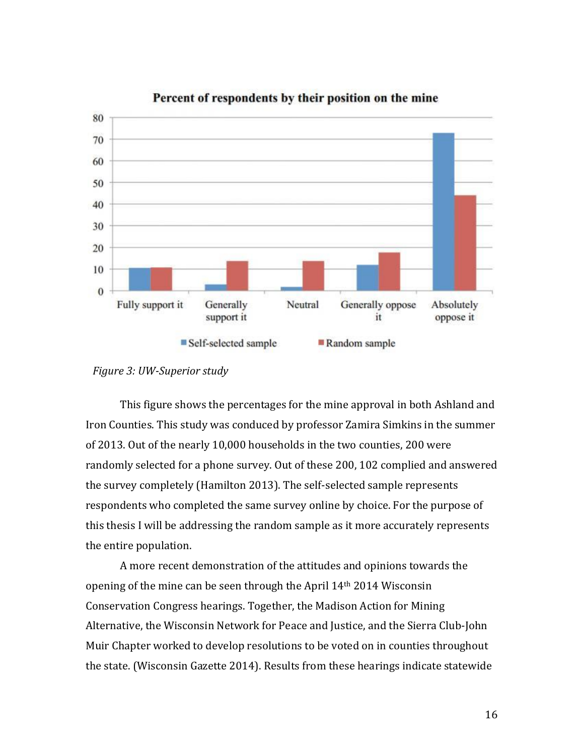*Figure 3: UW-Superior study*

This figure shows the percentages for the mine approval in both Ashland and Iron Counties. This study was conduced by professor Zamira Simkins in the summer of 2013. Out of the nearly 10,000 households in the two counties, 200 were randomly selected for a phone survey. Out of these 200, 102 complied and answered the survey completely (Hamilton 2013). The self-selected sample represents respondents who completed the same survey online by choice. For the purpose of this thesis I will be addressing the random sample as it more accurately represents the entire population.

A more recent demonstration of the attitudes and opinions towards the opening of the mine can be seen through the April 14th 2014 Wisconsin Conservation Congress hearings. Together, the Madison Action for Mining Alternative, the Wisconsin Network for Peace and Justice, and the Sierra Club-John Muir Chapter worked to develop resolutions to be voted on in counties throughout the state. (Wisconsin Gazette 2014). Results from these hearings indicate statewide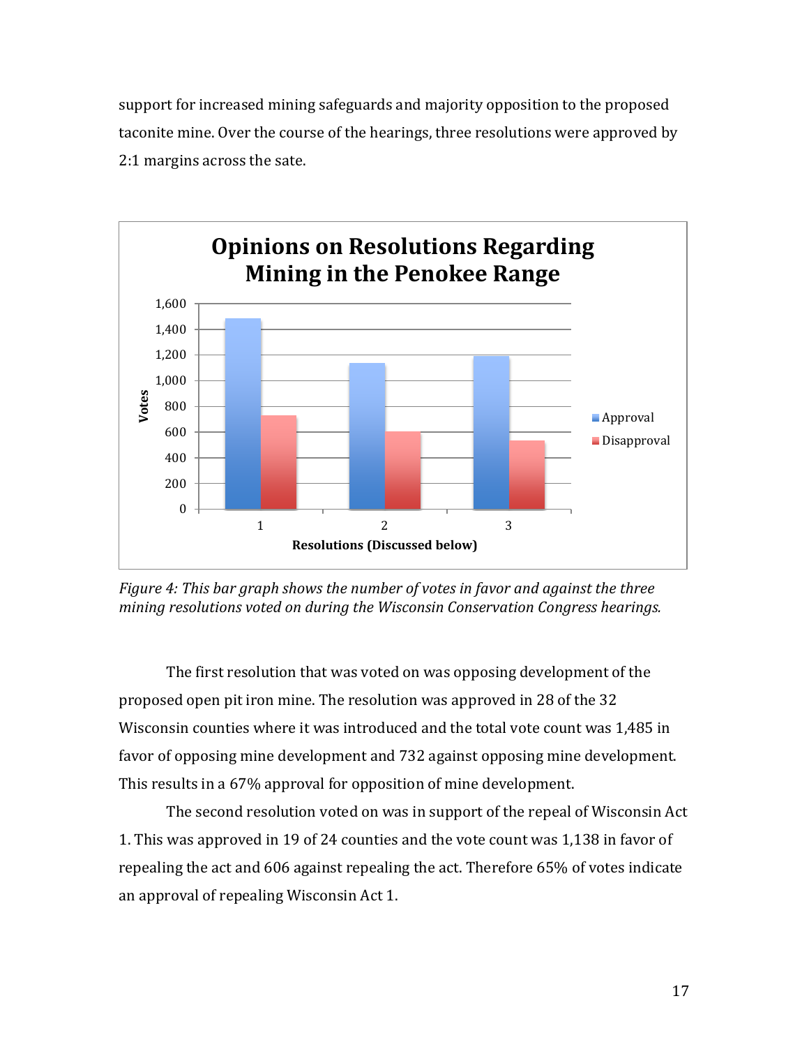support for increased mining safeguards and majority opposition to the proposed taconite mine. Over the course of the hearings, three resolutions were approved by 2:1 margins across the sate.

*Figure 4: This bar graph shows the number of votes in favor and against the three mining resolutions voted on during the Wisconsin Conservation Congress hearings.*

The first resolution that was voted on was opposing development of the proposed open pit iron mine. The resolution was approved in 28 of the 32 Wisconsin counties where it was introduced and the total vote count was 1,485 in favor of opposing mine development and 732 against opposing mine development. This results in a 67% approval for opposition of mine development.

The second resolution voted on was in support of the repeal of Wisconsin Act 1. This was approved in 19 of 24 counties and the vote count was 1,138 in favor of repealing the act and 606 against repealing the act. Therefore 65% of votes indicate an approval of repealing Wisconsin Act 1.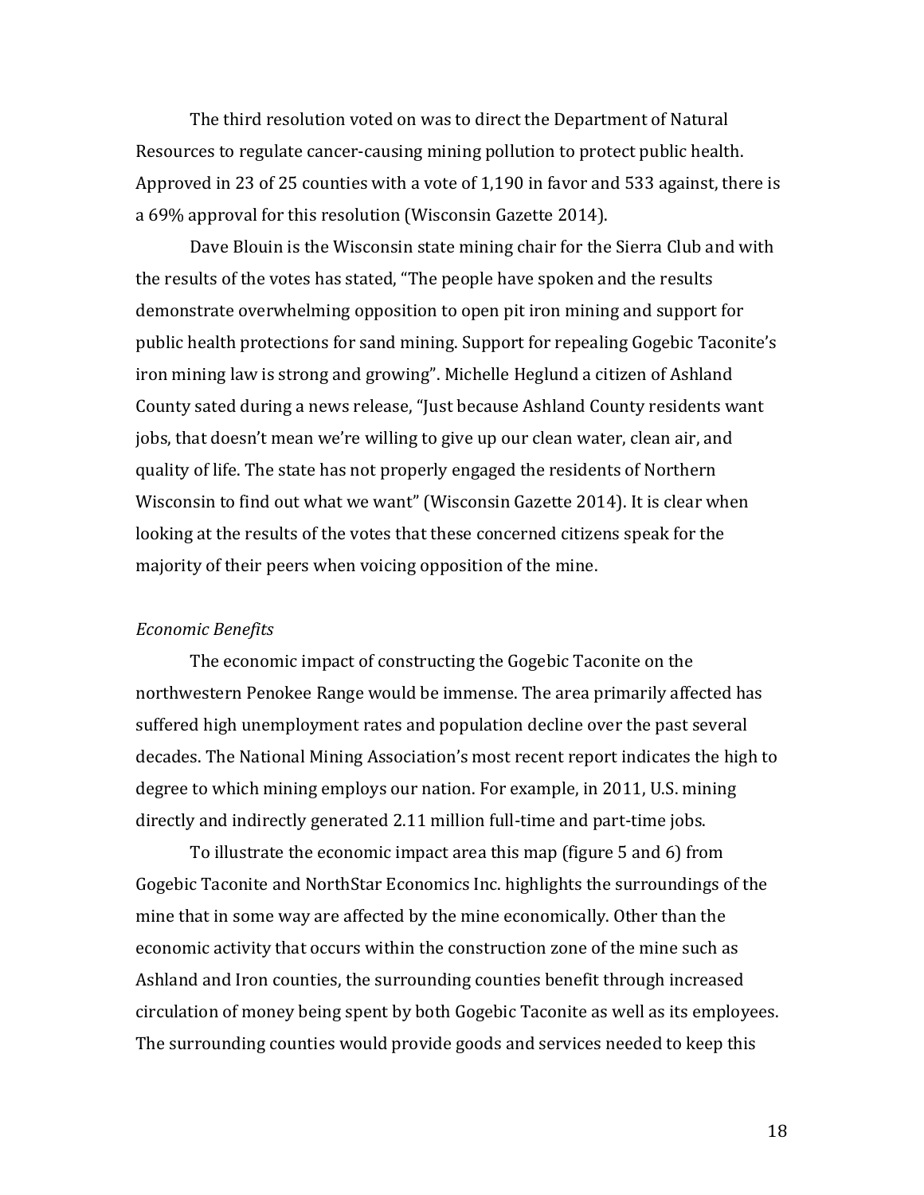The third resolution voted on was to direct the Department of Natural Resources to regulate cancer-causing mining pollution to protect public health. Approved in 23 of 25 counties with a vote of 1,190 in favor and 533 against, there is a 69% approval for this resolution (Wisconsin Gazette 2014).

Dave Blouin is the Wisconsin state mining chair for the Sierra Club and with the results of the votes has stated, "The people have spoken and the results demonstrate overwhelming opposition to open pit iron mining and support for public health protections for sand mining. Support for repealing Gogebic Taconite's iron mining law is strong and growing". Michelle Heglund a citizen of Ashland County sated during a news release, "Just because Ashland County residents want jobs, that doesn't mean we're willing to give up our clean water, clean air, and quality of life. The state has not properly engaged the residents of Northern Wisconsin to find out what we want" (Wisconsin Gazette 2014). It is clear when looking at the results of the votes that these concerned citizens speak for the majority of their peers when voicing opposition of the mine.

*Economic Benefits*

The economic impact of constructing the Gogebic Taconite on the northwestern Penokee Range would be immense. The area primarily affected has suffered high unemployment rates and population decline over the past several decades. The National Mining Association's most recent report indicates the high to degree to which mining employs our nation. For example, in 2011, U.S. mining directly and indirectly generated 2.11 million full-time and part-time jobs.

To illustrate the economic impact area this map (figure 5 and 6) from Gogebic Taconite and NorthStar Economics Inc. highlights the surroundings of the mine that in some way are affected by the mine economically. Other than the economic activity that occurs within the construction zone of the mine such as Ashland and Iron counties, the surrounding counties benefit through increased circulation of money being spent by both Gogebic Taconite as well as its employees. The surrounding counties would provide goods and services needed to keep this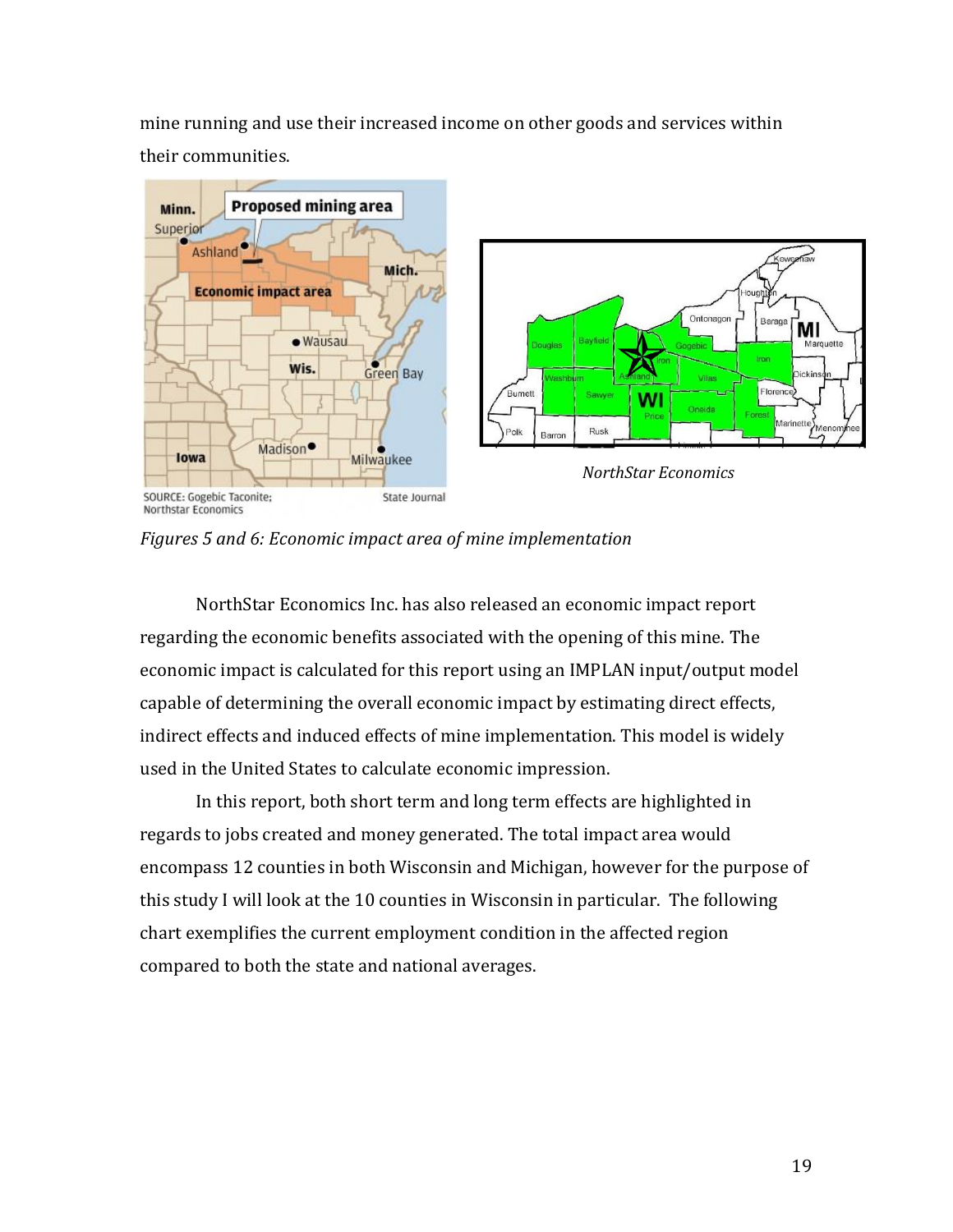mine running and use their increased income on other goods and services within their communities.

*NorthStar Economics*

*Figures 5 and 6: Economic impact area of mine implementation*

NorthStar Economics Inc. has also released an economic impact report regarding the economic benefits associated with the opening of this mine. The economic impact is calculated for this report using an IMPLAN input/output model capable of determining the overall economic impact by estimating direct effects, indirect effects and induced effects of mine implementation. This model is widely used in the United States to calculate economic impression.

In this report, both short term and long term effects are highlighted in regards to jobs created and money generated. The total impact area would encompass 12 counties in both Wisconsin and Michigan, however for the purpose of this study I will look at the 10 counties in Wisconsin in particular. The following chart exemplifies the current employment condition in the affected region compared to both the state and national averages.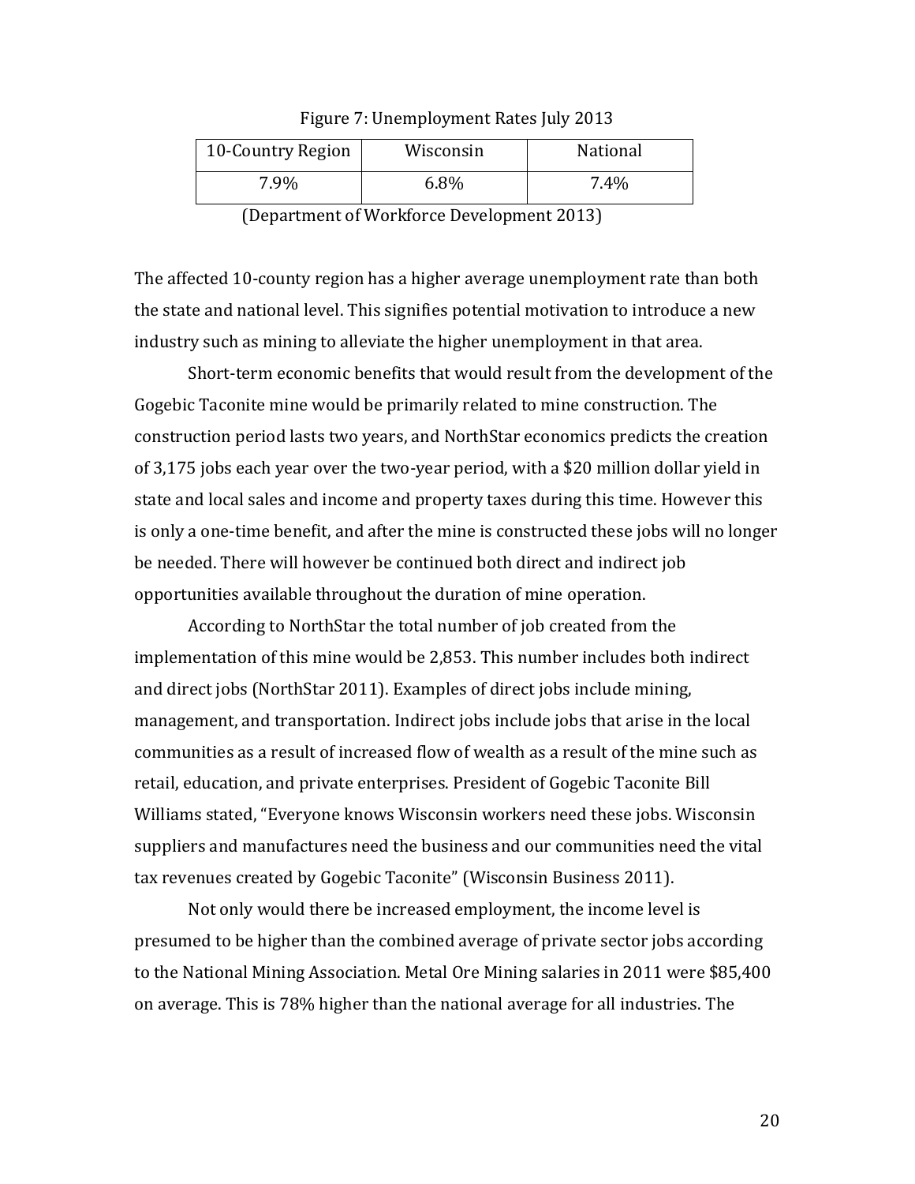Figure 7: Unemployment Rates July 2013

| 10-Country Region | Wisconsin | National |
|---|---|---|
| 7.9% | 6.8% | 7.4% |

(Department of Workforce Development 2013)

The affected 10-county region has a higher average unemployment rate than both the state and national level. This signifies potential motivation to introduce a new industry such as mining to alleviate the higher unemployment in that area.

Short-term economic benefits that would result from the development of the Gogebic Taconite mine would be primarily related to mine construction. The construction period lasts two years, and NorthStar economics predicts the creation of 3,175 jobs each year over the two-year period, with a $20 million dollar yield in state and local sales and income and property taxes during this time. However this is only a one-time benefit, and after the mine is constructed these jobs will no longer be needed. There will however be continued both direct and indirect job opportunities available throughout the duration of mine operation.

According to NorthStar the total number of job created from the implementation of this mine would be 2,853. This number includes both indirect and direct jobs (NorthStar 2011). Examples of direct jobs include mining, management, and transportation. Indirect jobs include jobs that arise in the local communities as a result of increased flow of wealth as a result of the mine such as retail, education, and private enterprises. President of Gogebic Taconite Bill Williams stated, "Everyone knows Wisconsin workers need these jobs. Wisconsin suppliers and manufactures need the business and our communities need the vital tax revenues created by Gogebic Taconite" (Wisconsin Business 2011).

Not only would there be increased employment, the income level is presumed to be higher than the combined average of private sector jobs according to the National Mining Association. Metal Ore Mining salaries in 2011 were $85,400 on average. This is 78% higher than the national average for all industries. The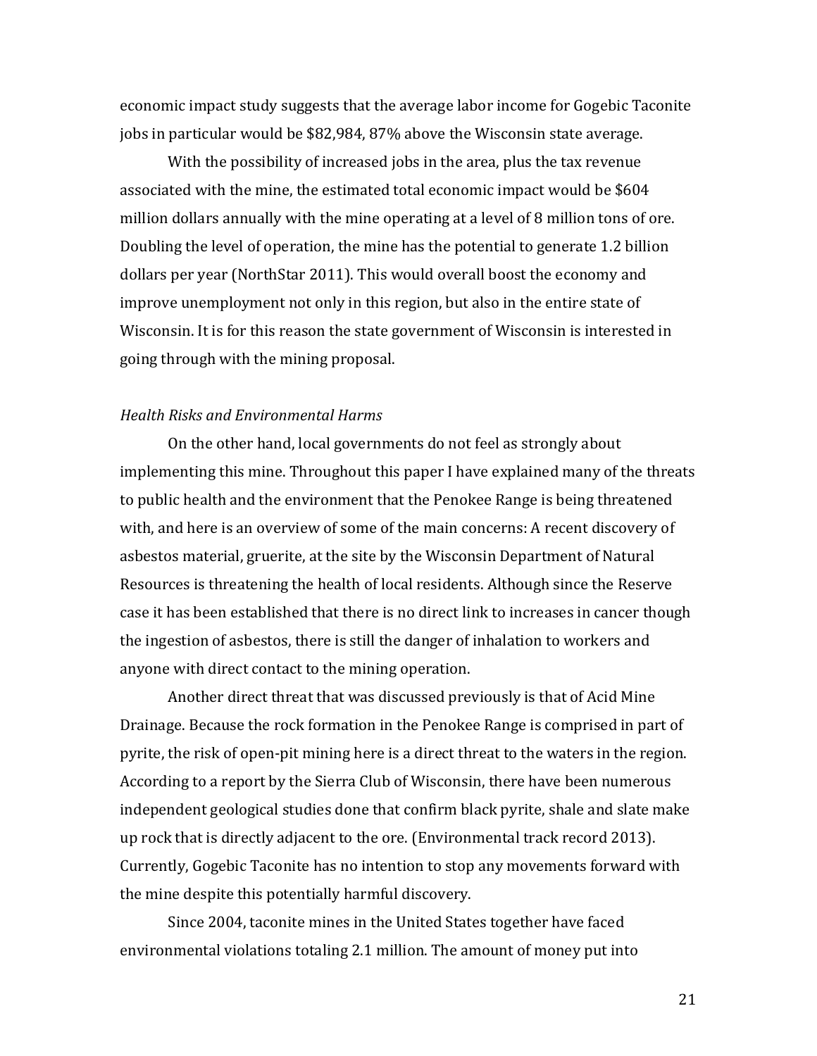economic impact study suggests that the average labor income for Gogebic Taconite jobs in particular would be $82,984, 87% above the Wisconsin state average.

With the possibility of increased jobs in the area, plus the tax revenue associated with the mine, the estimated total economic impact would be $604 million dollars annually with the mine operating at a level of 8 million tons of ore. Doubling the level of operation, the mine has the potential to generate 1.2 billion dollars per year (NorthStar 2011). This would overall boost the economy and improve unemployment not only in this region, but also in the entire state of Wisconsin. It is for this reason the state government of Wisconsin is interested in going through with the mining proposal.

*Health Risks and Environmental Harms*

On the other hand, local governments do not feel as strongly about implementing this mine. Throughout this paper I have explained many of the threats to public health and the environment that the Penokee Range is being threatened with, and here is an overview of some of the main concerns: A recent discovery of asbestos material, gruerite, at the site by the Wisconsin Department of Natural Resources is threatening the health of local residents. Although since the Reserve case it has been established that there is no direct link to increases in cancer though the ingestion of asbestos, there is still the danger of inhalation to workers and anyone with direct contact to the mining operation.

Another direct threat that was discussed previously is that of Acid Mine Drainage. Because the rock formation in the Penokee Range is comprised in part of pyrite, the risk of open-pit mining here is a direct threat to the waters in the region. According to a report by the Sierra Club of Wisconsin, there have been numerous independent geological studies done that confirm black pyrite, shale and slate make up rock that is directly adjacent to the ore. (Environmental track record 2013). Currently, Gogebic Taconite has no intention to stop any movements forward with the mine despite this potentially harmful discovery.

Since 2004, taconite mines in the United States together have faced environmental violations totaling 2.1 million. The amount of money put into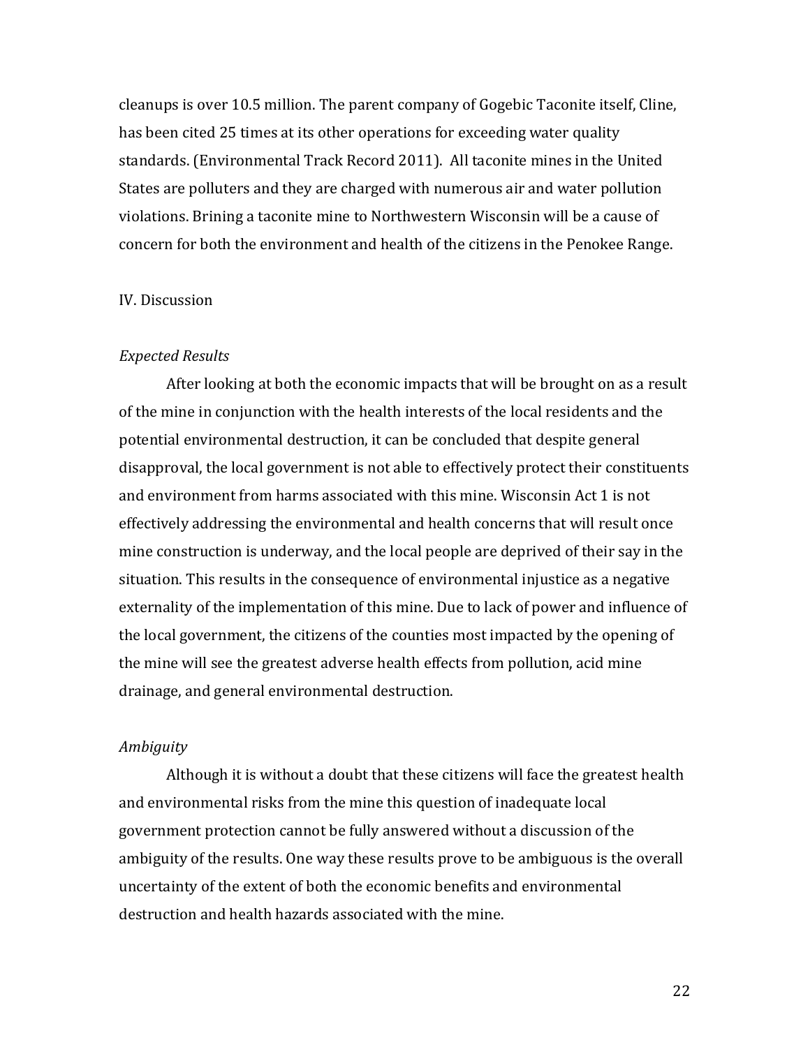cleanups is over 10.5 million. The parent company of Gogebic Taconite itself, Cline, has been cited 25 times at its other operations for exceeding water quality standards. (Environmental Track Record 2011). All taconite mines in the United States are polluters and they are charged with numerous air and water pollution violations. Brining a taconite mine to Northwestern Wisconsin will be a cause of concern for both the environment and health of the citizens in the Penokee Range.

## IV. Discussion

### *Expected Results*

After looking at both the economic impacts that will be brought on as a result of the mine in conjunction with the health interests of the local residents and the potential environmental destruction, it can be concluded that despite general disapproval, the local government is not able to effectively protect their constituents and environment from harms associated with this mine. Wisconsin Act 1 is not effectively addressing the environmental and health concerns that will result once mine construction is underway, and the local people are deprived of their say in the situation. This results in the consequence of environmental injustice as a negative externality of the implementation of this mine. Due to lack of power and influence of the local government, the citizens of the counties most impacted by the opening of the mine will see the greatest adverse health effects from pollution, acid mine drainage, and general environmental destruction.

### *Ambiguity*

Although it is without a doubt that these citizens will face the greatest health and environmental risks from the mine this question of inadequate local government protection cannot be fully answered without a discussion of the ambiguity of the results. One way these results prove to be ambiguous is the overall uncertainty of the extent of both the economic benefits and environmental destruction and health hazards associated with the mine.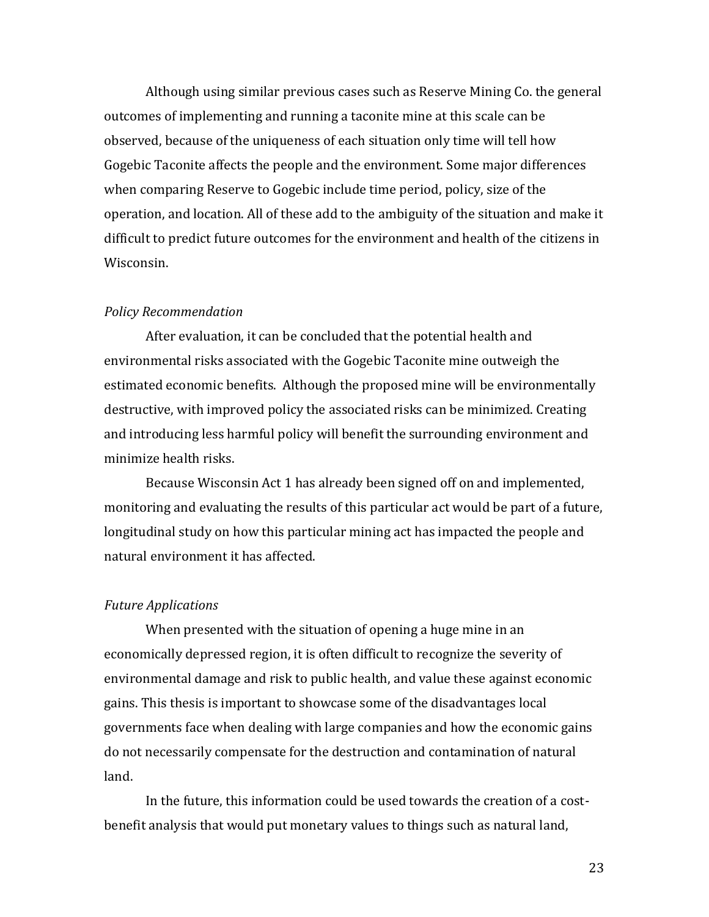Although using similar previous cases such as Reserve Mining Co. the general outcomes of implementing and running a taconite mine at this scale can be observed, because of the uniqueness of each situation only time will tell how Gogebic Taconite affects the people and the environment. Some major differences when comparing Reserve to Gogebic include time period, policy, size of the operation, and location. All of these add to the ambiguity of the situation and make it difficult to predict future outcomes for the environment and health of the citizens in Wisconsin.

*Policy Recommendation*

After evaluation, it can be concluded that the potential health and environmental risks associated with the Gogebic Taconite mine outweigh the estimated economic benefits. Although the proposed mine will be environmentally destructive, with improved policy the associated risks can be minimized. Creating and introducing less harmful policy will benefit the surrounding environment and minimize health risks.

Because Wisconsin Act 1 has already been signed off on and implemented, monitoring and evaluating the results of this particular act would be part of a future, longitudinal study on how this particular mining act has impacted the people and natural environment it has affected.

*Future Applications*

When presented with the situation of opening a huge mine in an economically depressed region, it is often difficult to recognize the severity of environmental damage and risk to public health, and value these against economic gains. This thesis is important to showcase some of the disadvantages local governments face when dealing with large companies and how the economic gains do not necessarily compensate for the destruction and contamination of natural land.

In the future, this information could be used towards the creation of a cost-benefit analysis that would put monetary values to things such as natural land,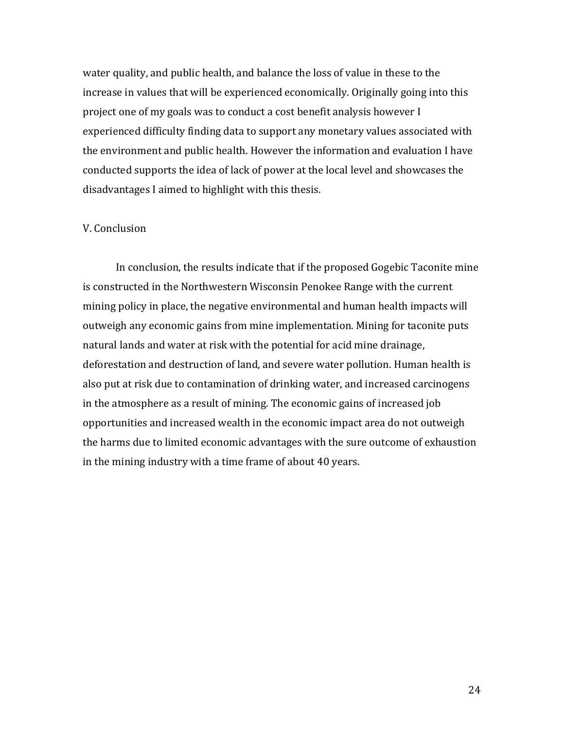water quality, and public health, and balance the loss of value in these to the increase in values that will be experienced economically. Originally going into this project one of my goals was to conduct a cost benefit analysis however I experienced difficulty finding data to support any monetary values associated with the environment and public health. However the information and evaluation I have conducted supports the idea of lack of power at the local level and showcases the disadvantages I aimed to highlight with this thesis.

## V. Conclusion

In conclusion, the results indicate that if the proposed Gogebic Taconite mine is constructed in the Northwestern Wisconsin Penokee Range with the current mining policy in place, the negative environmental and human health impacts will outweigh any economic gains from mine implementation. Mining for taconite puts natural lands and water at risk with the potential for acid mine drainage, deforestation and destruction of land, and severe water pollution. Human health is also put at risk due to contamination of drinking water, and increased carcinogens in the atmosphere as a result of mining. The economic gains of increased job opportunities and increased wealth in the economic impact area do not outweigh the harms due to limited economic advantages with the sure outcome of exhaustion in the mining industry with a time frame of about 40 years.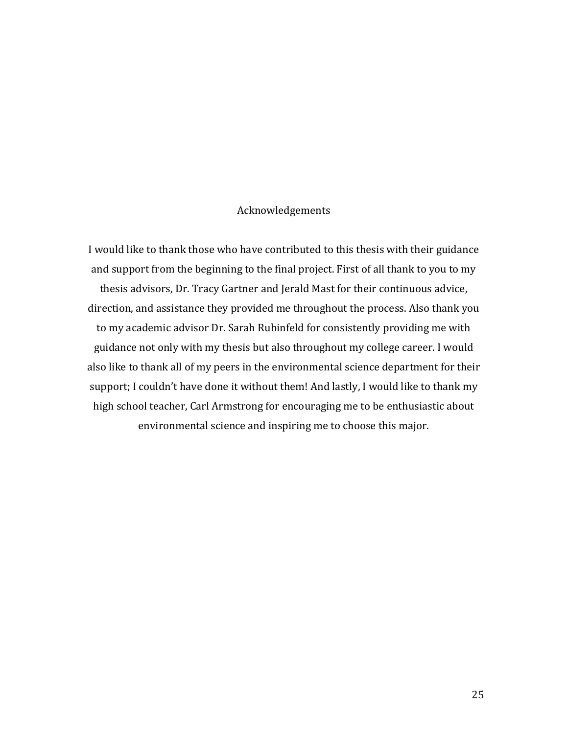# Acknowledgements

I would like to thank those who have contributed to this thesis with their guidance and support from the beginning to the final project. First of all thank to you to my thesis advisors, Dr. Tracy Gartner and Jerald Mast for their continuous advice, direction, and assistance they provided me throughout the process. Also thank you to my academic advisor Dr. Sarah Rubinfeld for consistently providing me with guidance not only with my thesis but also throughout my college career. I would also like to thank all of my peers in the environmental science department for their support; I couldn't have done it without them! And lastly, I would like to thank my high school teacher, Carl Armstrong for encouraging me to be enthusiastic about environmental science and inspiring me to choose this major.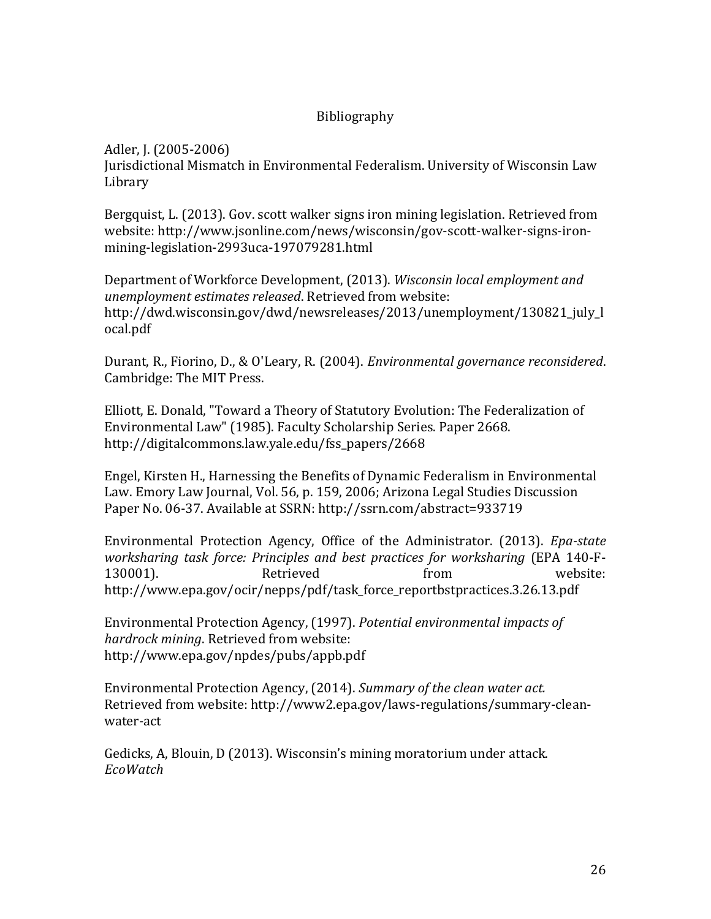# Bibliography

Adler, J. (2005-2006)
Jurisdictional Mismatch in Environmental Federalism. University of Wisconsin Law Library

Bergquist, L. (2013). Gov. scott walker signs iron mining legislation. Retrieved from website: http://www.jsonline.com/news/wisconsin/gov-scott-walker-signs-iron-mining-legislation-2993uca-197079281.html

Department of Workforce Development, (2013). *Wisconsin local employment and unemployment estimates released*. Retrieved from website: http://dwd.wisconsin.gov/dwd/newsreleases/2013/unemployment/130821_july_local.pdf

Durant, R., Fiorino, D., & O'Leary, R. (2004). *Environmental governance reconsidered*. Cambridge: The MIT Press.

Elliott, E. Donald, "Toward a Theory of Statutory Evolution: The Federalization of Environmental Law" (1985). Faculty Scholarship Series. Paper 2668. http://digitalcommons.law.yale.edu/fss_papers/2668

Engel, Kirsten H., Harnessing the Benefits of Dynamic Federalism in Environmental Law. Emory Law Journal, Vol. 56, p. 159, 2006; Arizona Legal Studies Discussion Paper No. 06-37. Available at SSRN: http://ssrn.com/abstract=933719

Environmental Protection Agency, Office of the Administrator. (2013). *Epa-state worksharing task force: Principles and best practices for worksharing* (EPA 140-F-130001). Retrieved from website: http://www.epa.gov/ocir/nepps/pdf/task_force_reportbstpractices.3.26.13.pdf

Environmental Protection Agency, (1997). *Potential environmental impacts of hardrock mining*. Retrieved from website: http://www.epa.gov/npdes/pubs/appb.pdf

Environmental Protection Agency, (2014). *Summary of the clean water act.* Retrieved from website: http://www2.epa.gov/laws-regulations/summary-clean-water-act

Gedicks, A, Blouin, D (2013). Wisconsin's mining moratorium under attack. *EcoWatch*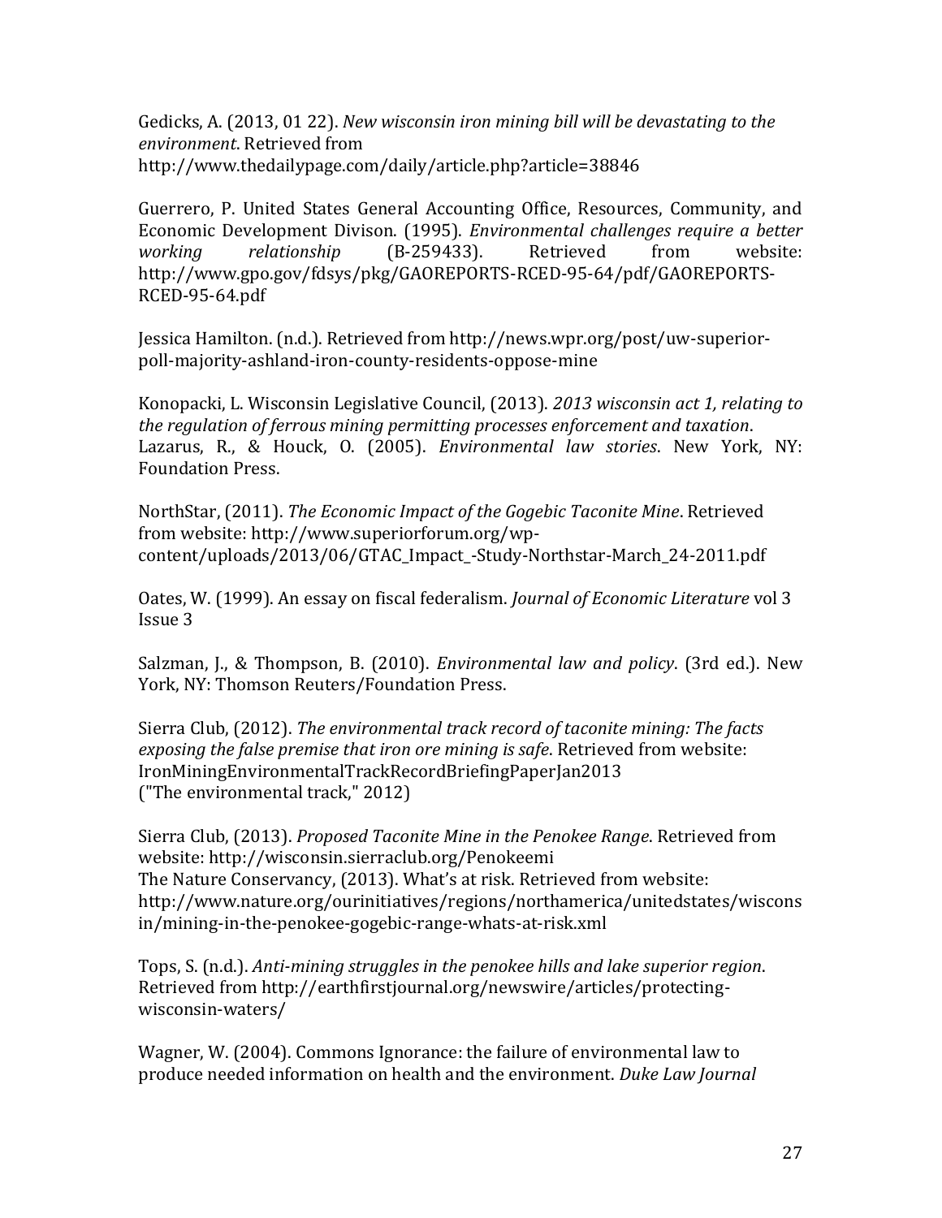Gedicks, A. (2013, 01 22). *New wisconsin iron mining bill will be devastating to the environment*. Retrieved from http://www.thedailypage.com/daily/article.php?article=38846

Guerrero, P. United States General Accounting Office, Resources, Community, and Economic Development Divison. (1995). *Environmental challenges require a better working relationship* (B-259433). Retrieved from website: http://www.gpo.gov/fdsys/pkg/GAOREPORTS-RCED-95-64/pdf/GAOREPORTS-RCED-95-64.pdf

Jessica Hamilton. (n.d.). Retrieved from http://news.wpr.org/post/uw-superior-poll-majority-ashland-iron-county-residents-oppose-mine

Konopacki, L. Wisconsin Legislative Council, (2013). *2013 wisconsin act 1, relating to the regulation of ferrous mining permitting processes enforcement and taxation*.
Lazarus, R., & Houck, O. (2005). *Environmental law stories*. New York, NY: Foundation Press.

NorthStar, (2011). *The Economic Impact of the Gogebic Taconite Mine*. Retrieved from website: http://www.superiorforum.org/wp-content/uploads/2013/06/GTAC_Impact_-Study-Northstar-March_24-2011.pdf

Oates, W. (1999). An essay on fiscal federalism. *Journal of Economic Literature* vol 3 Issue 3

Salzman, J., & Thompson, B. (2010). *Environmental law and policy*. (3rd ed.). New York, NY: Thomson Reuters/Foundation Press.

Sierra Club, (2012). *The environmental track record of taconite mining: The facts exposing the false premise that iron ore mining is safe*. Retrieved from website: IronMiningEnvironmentalTrackRecordBriefingPaperJan2013
("The environmental track," 2012)

Sierra Club, (2013). *Proposed Taconite Mine in the Penokee Range*. Retrieved from website: http://wisconsin.sierraclub.org/Penokeemi
The Nature Conservancy, (2013). What's at risk. Retrieved from website: http://www.nature.org/ourinitiatives/regions/northamerica/unitedstates/wisconsin/mining-in-the-penokee-gogebic-range-whats-at-risk.xml

Tops, S. (n.d.). *Anti-mining struggles in the penokee hills and lake superior region*. Retrieved from http://earthfirstjournal.org/newswire/articles/protecting-wisconsin-waters/

Wagner, W. (2004). Commons Ignorance: the failure of environmental law to produce needed information on health and the environment. *Duke Law Journal*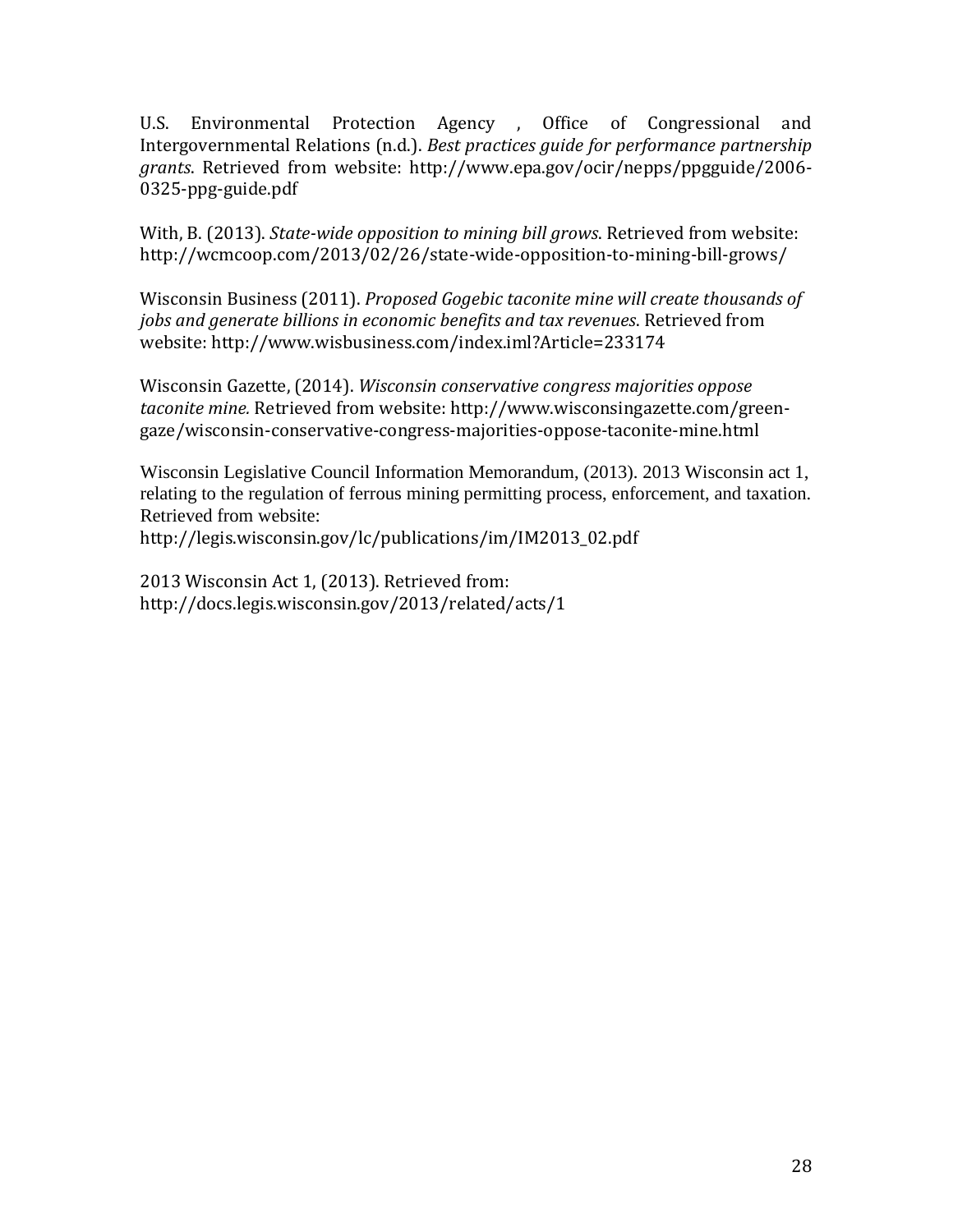U.S. Environmental Protection Agency , Office of Congressional and Intergovernmental Relations (n.d.). *Best practices guide for performance partnership grants*. Retrieved from website: http://www.epa.gov/ocir/nepps/ppgguide/2006-0325-ppg-guide.pdf

With, B. (2013). *State-wide opposition to mining bill grows*. Retrieved from website: http://wcmcoop.com/2013/02/26/state-wide-opposition-to-mining-bill-grows/

Wisconsin Business (2011). *Proposed Gogebic taconite mine will create thousands of jobs and generate billions in economic benefits and tax revenues*. Retrieved from website: http://www.wisbusiness.com/index.iml?Article=233174

Wisconsin Gazette, (2014). *Wisconsin conservative congress majorities oppose taconite mine.* Retrieved from website: http://www.wisconsingazette.com/green-gaze/wisconsin-conservative-congress-majorities-oppose-taconite-mine.html

Wisconsin Legislative Council Information Memorandum, (2013). 2013 Wisconsin act 1, relating to the regulation of ferrous mining permitting process, enforcement, and taxation. Retrieved from website: http://legis.wisconsin.gov/lc/publications/im/IM2013_02.pdf

2013 Wisconsin Act 1, (2013). Retrieved from: http://docs.legis.wisconsin.gov/2013/related/acts/1